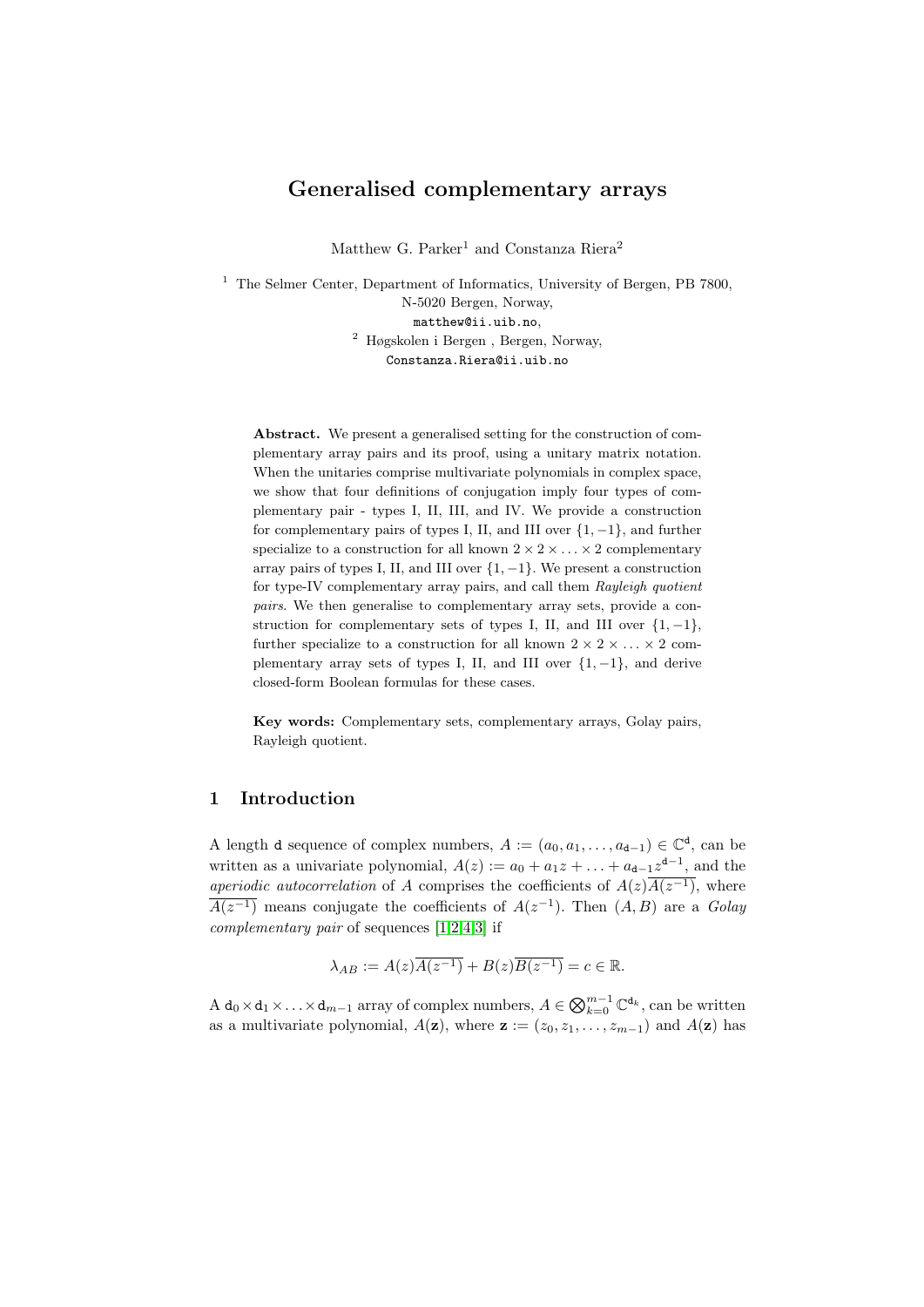# Generalised complementary arrays

Matthew G. Parker[1] and Constanza Riera[2]

[1] The Selmer Center, Department of Informatics, University of Bergen, PB 7800, N-5020 Bergen, Norway,
matthew@ii.uib.no,
[2] Høgskolen i Bergen , Bergen, Norway,
Constanza.Riera@ii.uib.no

**Abstract.** We present a generalised setting for the construction of complementary array pairs and its proof, using a unitary matrix notation. When the unitaries comprise multivariate polynomials in complex space, we show that four definitions of conjugation imply four types of complementary pair - types I, II, III, and IV. We provide a construction for complementary pairs of types I, II, and III over $\{1, -1\}$, and further specialize to a construction for all known $2 \times 2 \times \ldots \times 2$ complementary array pairs of types I, II, and III over $\{1, -1\}$. We present a construction for type-IV complementary array pairs, and call them *Rayleigh quotient pairs*. We then generalise to complementary array sets, provide a construction for complementary sets of types I, II, and III over $\{1, -1\}$, further specialize to a construction for all known $2 \times 2 \times \ldots \times 2$ complementary array sets of types I, II, and III over $\{1, -1\}$, and derive closed-form Boolean formulas for these cases.

**Key words:** Complementary sets, complementary arrays, Golay pairs, Rayleigh quotient.

## 1 Introduction

A length $\mathtt{d}$ sequence of complex numbers, $A := (a_0, a_1, \ldots, a_{\mathtt{d}-1}) \in \mathbb{C}^{\mathtt{d}}$, can be written as a univariate polynomial, $A(z) := a_0 + a_1 z + \ldots + a_{\mathtt{d}-1} z^{\mathtt{d}-1}$, and the *aperiodic autocorrelation* of $A$ comprises the coefficients of $A(z)\overline{A(z^{-1})}$, where $\overline{A(z^{-1})}$ means conjugate the coefficients of $A(z^{-1})$. Then $(A, B)$ are a *Golay complementary pair* of sequences [1,2,4,3] if

$$\lambda_{AB} := A(z)\overline{A(z^{-1})} + B(z)\overline{B(z^{-1})} = c \in \mathbb{R}.$$

A $\mathtt{d}_0 \times \mathtt{d}_1 \times \ldots \times \mathtt{d}_{m-1}$ array of complex numbers, $A \in \bigotimes_{k=0}^{m-1} \mathbb{C}^{\mathtt{d}_k}$, can be written as a multivariate polynomial, $A(\mathbf{z})$, where $\mathbf{z} := (z_0, z_1, \ldots, z_{m-1})$ and $A(\mathbf{z})$ has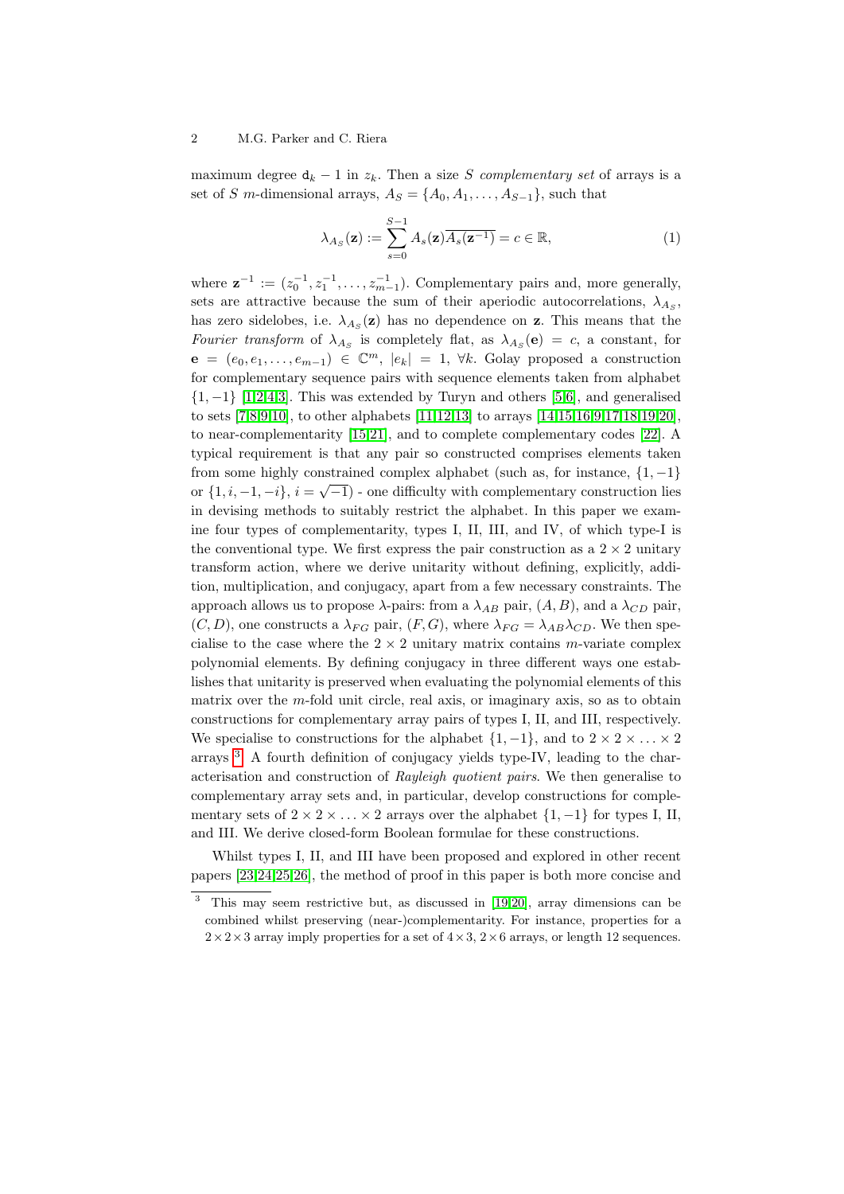maximum degree $\mathtt{d}_k - 1$ in $z_k$. Then a size $S$ *complementary set* of arrays is a set of $S$ $m$-dimensional arrays, $A_S = \{A_0, A_1, \ldots, A_{S-1}\}$, such that

$$\lambda_{A_S}(\mathbf{z}) := \sum_{s=0}^{S-1} A_s(\mathbf{z})\overline{A_s(\mathbf{z}^{-1})} = c \in \mathbb{R}, \tag{1}$$

where $\mathbf{z}^{-1} := (z_0^{-1}, z_1^{-1}, \ldots, z_{m-1}^{-1})$. Complementary pairs and, more generally, sets are attractive because the sum of their aperiodic autocorrelations, $\lambda_{A_S}$, has zero sidelobes, i.e. $\lambda_{A_S}(\mathbf{z})$ has no dependence on $\mathbf{z}$. This means that the *Fourier transform* of $\lambda_{A_S}$ is completely flat, as $\lambda_{A_S}(\mathbf{e}) = c$, a constant, for $\mathbf{e} = (e_0, e_1, \ldots, e_{m-1}) \in \mathbb{C}^m$, $|e_k| = 1$, $\forall k$. Golay proposed a construction for complementary sequence pairs with sequence elements taken from alphabet $\{1, -1\}$ [1,2,4,3]. This was extended by Turyn and others [5,6], and generalised to sets [7,8,9,10], to other alphabets [11,12,13] to arrays [14,15,16,9,17,18,19,20], to near-complementarity [15,21], and to complete complementary codes [22]. A typical requirement is that any pair so constructed comprises elements taken from some highly constrained complex alphabet (such as, for instance, $\{1, -1\}$ or $\{1, i, -1, -i\}$, $i = \sqrt{-1}$) - one difficulty with complementary construction lies in devising methods to suitably restrict the alphabet. In this paper we examine four types of complementarity, types I, II, III, and IV, of which type-I is the conventional type. We first express the pair construction as a $2 \times 2$ unitary transform action, where we derive unitarity without defining, explicitly, addition, multiplication, and conjugacy, apart from a few necessary constraints. The approach allows us to propose $\lambda$-pairs: from a $\lambda_{AB}$ pair, $(A, B)$, and a $\lambda_{CD}$ pair, $(C, D)$, one constructs a $\lambda_{FG}$ pair, $(F, G)$, where $\lambda_{FG} = \lambda_{AB}\lambda_{CD}$. We then specialise to the case where the $2 \times 2$ unitary matrix contains $m$-variate complex polynomial elements. By defining conjugacy in three different ways one establishes that unitarity is preserved when evaluating the polynomial elements of this matrix over the $m$-fold unit circle, real axis, or imaginary axis, so as to obtain constructions for complementary array pairs of types I, II, and III, respectively. We specialise to constructions for the alphabet $\{1, -1\}$, and to $2 \times 2 \times \ldots \times 2$ arrays [3]. A fourth definition of conjugacy yields type-IV, leading to the characterisation and construction of *Rayleigh quotient pairs*. We then generalise to complementary array sets and, in particular, develop constructions for complementary sets of $2 \times 2 \times \ldots \times 2$ arrays over the alphabet $\{1, -1\}$ for types I, II, and III. We derive closed-form Boolean formulae for these constructions.

Whilst types I, II, and III have been proposed and explored in other recent papers [23,24,25,26], the method of proof in this paper is both more concise and

[3] This may seem restrictive but, as discussed in [19,20], array dimensions can be combined whilst preserving (near-)complementarity. For instance, properties for a $2 \times 2 \times 3$ array imply properties for a set of $4 \times 3$, $2 \times 6$ arrays, or length 12 sequences.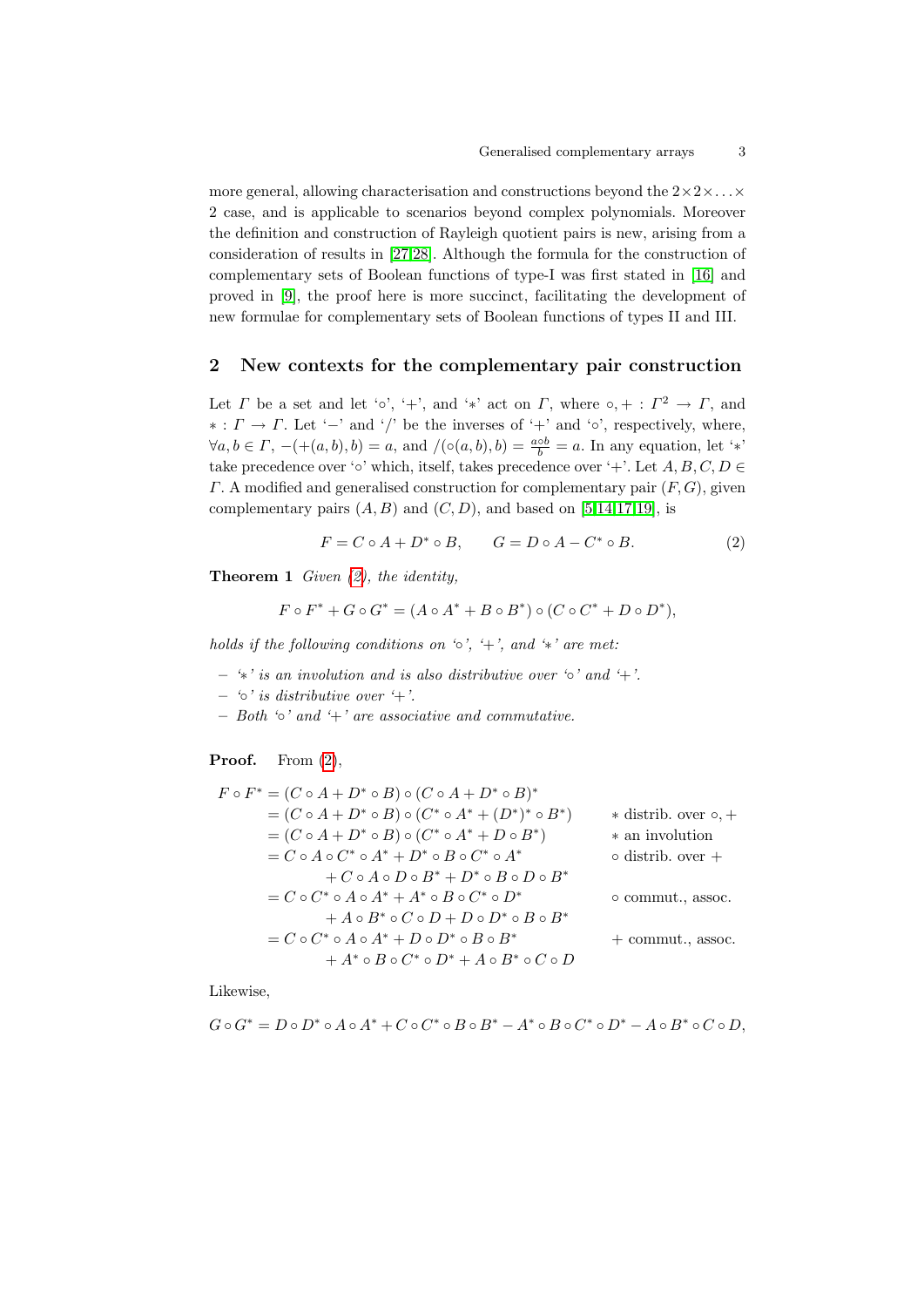more general, allowing characterisation and constructions beyond the $2\times2\times\ldots\times 2$ case, and is applicable to scenarios beyond complex polynomials. Moreover the definition and construction of Rayleigh quotient pairs is new, arising from a consideration of results in [27,28]. Although the formula for the construction of complementary sets of Boolean functions of type-I was first stated in [16] and proved in [9], the proof here is more succinct, facilitating the development of new formulae for complementary sets of Boolean functions of types II and III.

## 2 New contexts for the complementary pair construction

Let $\Gamma$ be a set and let '$\circ$', '$+$', and '$*$' act on $\Gamma$, where $\circ, + : \Gamma^2 \rightarrow \Gamma$, and $* : \Gamma \rightarrow \Gamma$. Let '$-$' and '$/$' be the inverses of '$+$' and '$\circ$', respectively, where, $\forall a, b \in \Gamma$, $-(+(a,b),b) = a$, and $/(\circ(a,b),b) = \frac{a \circ b}{b} = a$. In any equation, let '$*$' take precedence over '$\circ$' which, itself, takes precedence over '$+$'. Let $A, B, C, D \in \Gamma$. A modified and generalised construction for complementary pair $(F, G)$, given complementary pairs $(A, B)$ and $(C, D)$, and based on [5,14,17,19], is

$$F = C \circ A + D^* \circ B, \qquad G = D \circ A - C^* \circ B. \tag{2}$$

**Theorem 1** *Given (2), the identity,*

$$F \circ F^* + G \circ G^* = (A \circ A^* + B \circ B^*) \circ (C \circ C^* + D \circ D^*),$$

*holds if the following conditions on '$\circ$', '$+$', and '$*$' are met:*

- *'$*$' is an involution and is also distributive over '$\circ$' and '$+$'.*
- *'$\circ$' is distributive over '$+$'.*
- *Both '$\circ$' and '$+$' are associative and commutative.*

**Proof.** From (2),

$$\begin{aligned}
F \circ F^* &= (C \circ A + D^* \circ B) \circ (C \circ A + D^* \circ B)^* & \\
&= (C \circ A + D^* \circ B) \circ (C^* \circ A^* + (D^*)^* \circ B^*) & * \text{ distrib. over } \circ, + \\
&= (C \circ A + D^* \circ B) \circ (C^* \circ A^* + D \circ B^*) & * \text{ an involution} \\
&= C \circ A \circ C^* \circ A^* + D^* \circ B \circ C^* \circ A^* & \circ \text{ distrib. over } + \\
&\quad + C \circ A \circ D \circ B^* + D^* \circ B \circ D \circ B^* & \\
&= C \circ C^* \circ A \circ A^* + A^* \circ B \circ C^* \circ D^* & \circ \text{ commut., assoc.} \\
&\quad + A \circ B^* \circ C \circ D + D \circ D^* \circ B \circ B^* & \\
&= C \circ C^* \circ A \circ A^* + D \circ D^* \circ B \circ B^* & + \text{ commut., assoc.} \\
&\quad + A^* \circ B \circ C^* \circ D^* + A \circ B^* \circ C \circ D &
\end{aligned}$$

Likewise,

$$G \circ G^* = D \circ D^* \circ A \circ A^* + C \circ C^* \circ B \circ B^* - A^* \circ B \circ C^* \circ D^* - A \circ B^* \circ C \circ D,$$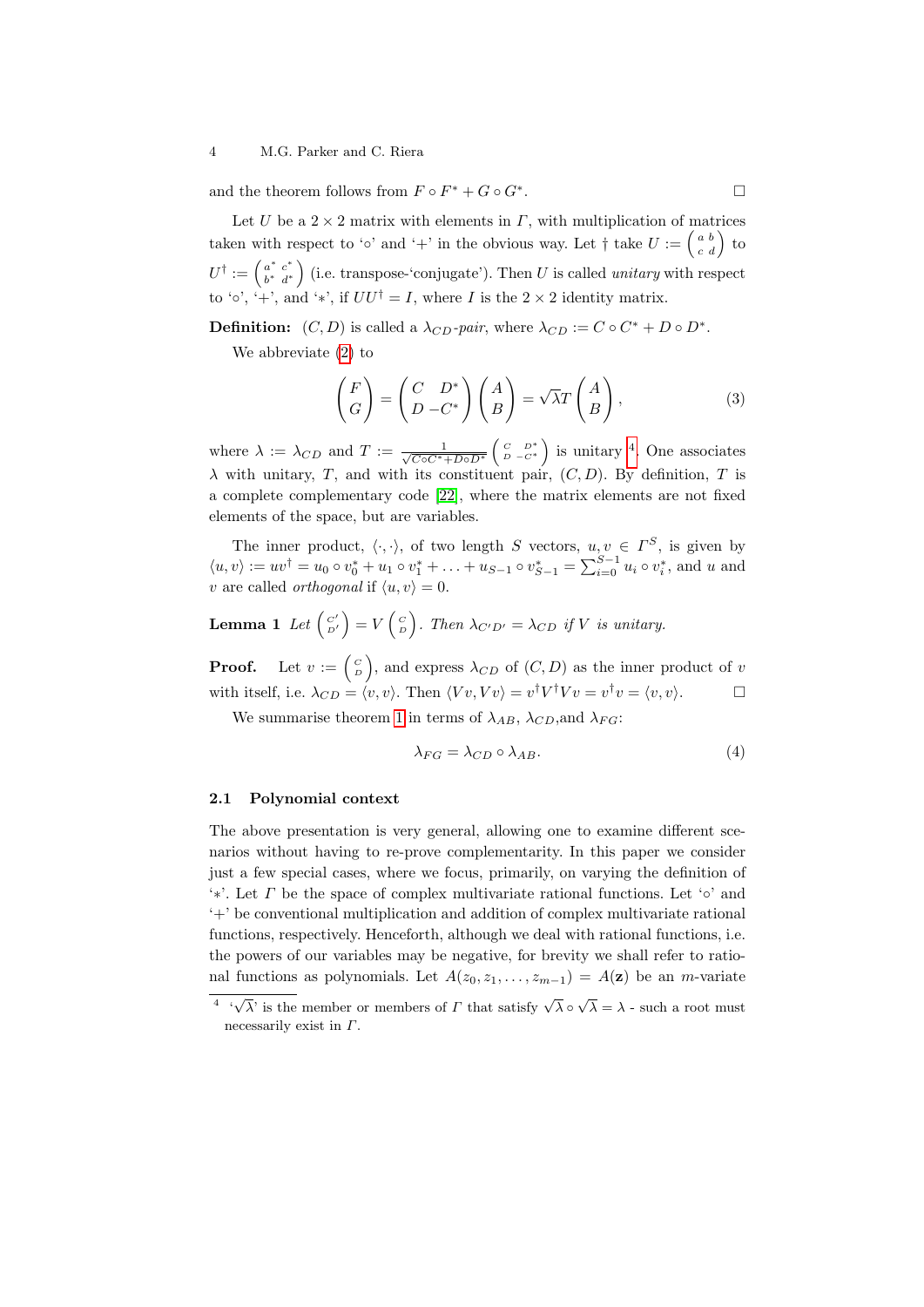and the theorem follows from $F \circ F^* + G \circ G^*$. $\square$

Let $U$ be a $2 \times 2$ matrix with elements in $\Gamma$, with multiplication of matrices taken with respect to '$\circ$' and '$+$' in the obvious way. Let $\dagger$ take $U := \begin{pmatrix} a & b \\ c & d \end{pmatrix}$ to $U^\dagger := \begin{pmatrix} a^* & c^* \\ b^* & d^* \end{pmatrix}$ (i.e. transpose-'conjugate'). Then $U$ is called *unitary* with respect to '$\circ$', '$+$', and '$*$', if $UU^\dagger = I$, where $I$ is the $2 \times 2$ identity matrix.

**Definition:** $(C, D)$ is called a $\lambda_{CD}$*-pair*, where $\lambda_{CD} := C \circ C^* + D \circ D^*$.

We abbreviate (2) to

$$\begin{pmatrix} F \\ G \end{pmatrix} = \begin{pmatrix} C & D^* \\ D & -C^* \end{pmatrix} \begin{pmatrix} A \\ B \end{pmatrix} = \sqrt{\lambda} T \begin{pmatrix} A \\ B \end{pmatrix}, \tag{3}$$

where $\lambda := \lambda_{CD}$ and $T := \frac{1}{\sqrt{C \circ C^* + D \circ D^*}} \begin{pmatrix} C & D^* \\ D & -C^* \end{pmatrix}$ is unitary [4]. One associates $\lambda$ with unitary, $T$, and with its constituent pair, $(C, D)$. By definition, $T$ is a complete complementary code [22], where the matrix elements are not fixed elements of the space, but are variables.

The inner product, $\langle \cdot, \cdot \rangle$, of two length $S$ vectors, $u, v \in \Gamma^S$, is given by $\langle u, v \rangle := uv^\dagger = u_0 \circ v_0^* + u_1 \circ v_1^* + \ldots + u_{S-1} \circ v_{S-1}^* = \sum_{i=0}^{S-1} u_i \circ v_i^*$, and $u$ and $v$ are called *orthogonal* if $\langle u, v \rangle = 0$.

**Lemma 1** *Let* $\begin{pmatrix} C' \\ D' \end{pmatrix} = V \begin{pmatrix} C \\ D \end{pmatrix}$. *Then* $\lambda_{C'D'} = \lambda_{CD}$ *if* $V$ *is unitary.*

**Proof.** Let $v := \begin{pmatrix} C \\ D \end{pmatrix}$, and express $\lambda_{CD}$ of $(C, D)$ as the inner product of $v$ with itself, i.e. $\lambda_{CD} = \langle v, v \rangle$. Then $\langle Vv, Vv \rangle = v^\dagger V^\dagger V v = v^\dagger v = \langle v, v \rangle$. $\square$

We summarise theorem 1 in terms of $\lambda_{AB}$, $\lambda_{CD}$, and $\lambda_{FG}$:

$$\lambda_{FG} = \lambda_{CD} \circ \lambda_{AB}. \tag{4}$$

### 2.1 Polynomial context

The above presentation is very general, allowing one to examine different scenarios without having to re-prove complementarity. In this paper we consider just a few special cases, where we focus, primarily, on varying the definition of '$*$'. Let $\Gamma$ be the space of complex multivariate rational functions. Let '$\circ$' and '$+$' be conventional multiplication and addition of complex multivariate rational functions, respectively. Henceforth, although we deal with rational functions, i.e. the powers of our variables may be negative, for brevity we shall refer to rational functions as polynomials. Let $A(z_0, z_1, \ldots, z_{m-1}) = A(\mathbf{z})$ be an $m$-variate

[4] '$\sqrt{\lambda}$' is the member or members of $\Gamma$ that satisfy $\sqrt{\lambda} \circ \sqrt{\lambda} = \lambda$ - such a root must necessarily exist in $\Gamma$.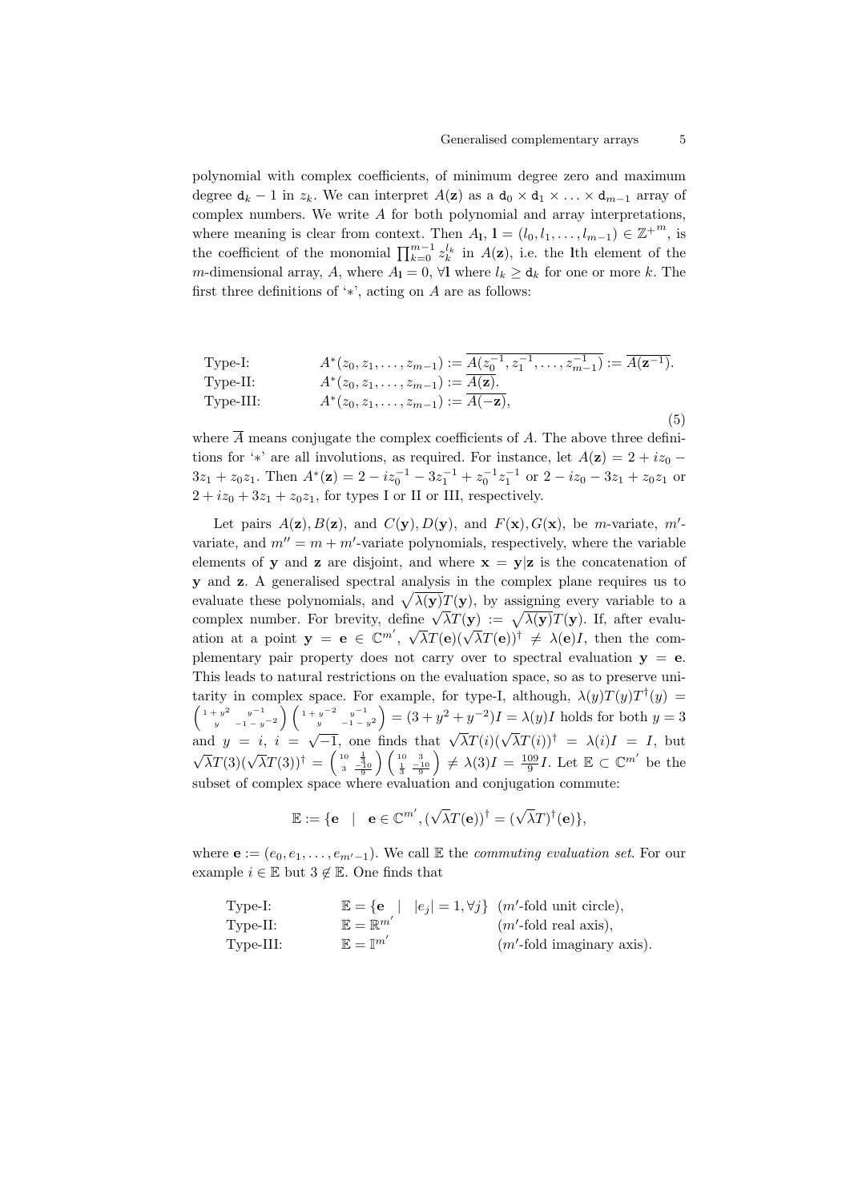polynomial with complex coefficients, of minimum degree zero and maximum degree $\mathtt{d}_k - 1$ in $z_k$. We can interpret $A(\mathbf{z})$ as a $\mathtt{d}_0 \times \mathtt{d}_1 \times \ldots \times \mathtt{d}_{m-1}$ array of complex numbers. We write $A$ for both polynomial and array interpretations, where meaning is clear from context. Then $A_\mathbf{l}$, $\mathbf{l} = (l_0, l_1, \ldots, l_{m-1}) \in {\mathbb{Z}^+}^m$, is the coefficient of the monomial $\prod_{k=0}^{m-1} z_k^{l_k}$ in $A(\mathbf{z})$, i.e. the $\mathbf{l}$th element of the $m$-dimensional array, $A$, where $A_\mathbf{l} = 0$, $\forall \mathbf{l}$ where $l_k \geq \mathtt{d}_k$ for one or more $k$. The first three definitions of '$*$', acting on $A$ are as follows:

$$
\begin{array}{ll}
\text{Type-I:} & A^*(z_0, z_1, \ldots, z_{m-1}) := \overline{A(z_0^{-1}, z_1^{-1}, \ldots, z_{m-1}^{-1})} := \overline{A(\mathbf{z}^{-1})}. \\
\text{Type-II:} & A^*(z_0, z_1, \ldots, z_{m-1}) := \overline{A(\mathbf{z})}. \\
\text{Type-III:} & A^*(z_0, z_1, \ldots, z_{m-1}) := \overline{A(-\mathbf{z})},
\end{array}
\tag{5}
$$

where $\overline{A}$ means conjugate the complex coefficients of $A$. The above three definitions for '$*$' are all involutions, as required. For instance, let $A(\mathbf{z}) = 2 + iz_0 - 3z_1 + z_0 z_1$. Then $A^*(\mathbf{z}) = 2 - iz_0^{-1} - 3z_1^{-1} + z_0^{-1} z_1^{-1}$ or $2 - iz_0 - 3z_1 + z_0 z_1$ or $2 + iz_0 + 3z_1 + z_0 z_1$, for types I or II or III, respectively.

Let pairs $A(\mathbf{z}), B(\mathbf{z})$, and $C(\mathbf{y}), D(\mathbf{y})$, and $F(\mathbf{x}), G(\mathbf{x})$, be $m$-variate, $m'$-variate, and $m'' = m + m'$-variate polynomials, respectively, where the variable elements of $\mathbf{y}$ and $\mathbf{z}$ are disjoint, and where $\mathbf{x} = \mathbf{y}|\mathbf{z}$ is the concatenation of $\mathbf{y}$ and $\mathbf{z}$. A generalised spectral analysis in the complex plane requires us to evaluate these polynomials, and $\sqrt{\lambda(\mathbf{y})}T(\mathbf{y})$, by assigning every variable to a complex number. For brevity, define $\sqrt{\lambda}T(\mathbf{y}) := \sqrt{\lambda(\mathbf{y})}T(\mathbf{y})$. If, after evaluation at a point $\mathbf{y} = \mathbf{e} \in \mathbb{C}^{m'}$, $\sqrt{\lambda}T(\mathbf{e})(\sqrt{\lambda}T(\mathbf{e}))^\dagger \neq \lambda(\mathbf{e})I$, then the complementary pair property does not carry over to spectral evaluation $\mathbf{y} = \mathbf{e}$. This leads to natural restrictions on the evaluation space, so as to preserve unitarity in complex space. For example, for type-I, although, $\lambda(y)T(y)T^\dagger(y) = \begin{pmatrix} 1+y^2 & y^{-1} \\ y & -1-y^{-2} \end{pmatrix} \begin{pmatrix} 1+y^{-2} & y^{-1} \\ y & -1-y^2 \end{pmatrix} = (3 + y^2 + y^{-2})I = \lambda(y)I$ holds for both $y = 3$ and $y = i$, $i = \sqrt{-1}$, one finds that $\sqrt{\lambda}T(i)(\sqrt{\lambda}T(i))^\dagger = \lambda(i)I = I$, but $\sqrt{\lambda}T(3)(\sqrt{\lambda}T(3))^\dagger = \begin{pmatrix} 10 & \frac{1}{3} \\ 3 & \frac{-10}{9} \end{pmatrix} \begin{pmatrix} 10 & 3 \\ \frac{1}{3} & \frac{-10}{9} \end{pmatrix} \neq \lambda(3)I = \frac{109}{9}I$. Let $\mathbb{E} \subset \mathbb{C}^{m'}$ be the subset of complex space where evaluation and conjugation commute:

$$
\mathbb{E} := \{\mathbf{e} \quad | \quad \mathbf{e} \in \mathbb{C}^{m'}, (\sqrt{\lambda}T(\mathbf{e}))^\dagger = (\sqrt{\lambda}T)^\dagger(\mathbf{e})\},
$$

where $\mathbf{e} := (e_0, e_1, \ldots, e_{m'-1})$. We call $\mathbb{E}$ the *commuting evaluation set*. For our example $i \in \mathbb{E}$ but $3 \notin \mathbb{E}$. One finds that

$$
\begin{array}{lll}
\text{Type-I:} & \mathbb{E} = \{\mathbf{e} \quad | \quad |e_j| = 1, \forall j\} & (m'\text{-fold unit circle}), \\
\text{Type-II:} & \mathbb{E} = \mathbb{R}^{m'} & (m'\text{-fold real axis}), \\
\text{Type-III:} & \mathbb{E} = \mathbb{I}^{m'} & (m'\text{-fold imaginary axis}).
\end{array}
$$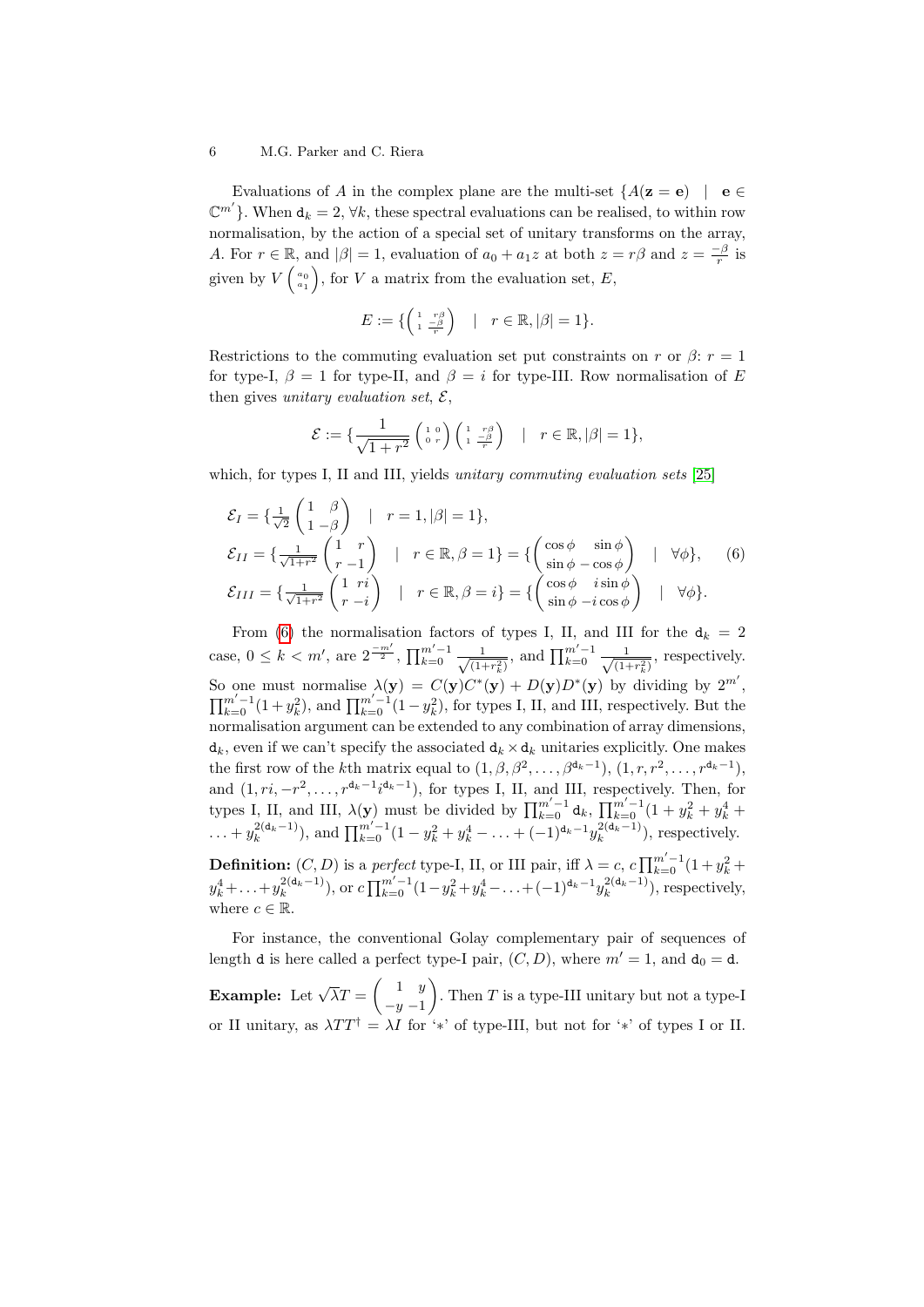Evaluations of $A$ in the complex plane are the multi-set $\{A(\mathbf{z} = \mathbf{e}) \mid \mathbf{e} \in \mathbb{C}^{m'}\}$. When $\mathtt{d}_k = 2$, $\forall k$, these spectral evaluations can be realised, to within row normalisation, by the action of a special set of unitary transforms on the array, $A$. For $r \in \mathbb{R}$, and $|\beta| = 1$, evaluation of $a_0 + a_1 z$ at both $z = r\beta$ and $z = \frac{-\beta}{r}$ is given by $V \begin{pmatrix} a_0 \\ a_1 \end{pmatrix}$, for $V$ a matrix from the evaluation set, $E$,

$$E := \{ \begin{pmatrix} 1 & r\beta \\ 1 & \frac{-\beta}{r} \end{pmatrix} \quad | \quad r \in \mathbb{R}, |\beta| = 1 \}.$$

Restrictions to the commuting evaluation set put constraints on $r$ or $\beta$: $r = 1$ for type-I, $\beta = 1$ for type-II, and $\beta = i$ for type-III. Row normalisation of $E$ then gives *unitary evaluation set*, $\mathcal{E}$,

$$\mathcal{E} := \{ \frac{1}{\sqrt{1+r^2}} \begin{pmatrix} 1 & 0 \\ 0 & r \end{pmatrix} \begin{pmatrix} 1 & r\beta \\ 1 & \frac{-\beta}{r} \end{pmatrix} \quad | \quad r \in \mathbb{R}, |\beta| = 1 \},$$

which, for types I, II and III, yields *unitary commuting evaluation sets* [25]

$$\begin{aligned}
\mathcal{E}_I &= \{ \tfrac{1}{\sqrt{2}} \begin{pmatrix} 1 & \beta \\ 1 & -\beta \end{pmatrix} \quad | \quad r = 1, |\beta| = 1 \}, \\
\mathcal{E}_{II} &= \{ \tfrac{1}{\sqrt{1+r^2}} \begin{pmatrix} 1 & r \\ r & -1 \end{pmatrix} \quad | \quad r \in \mathbb{R}, \beta = 1 \} = \{ \begin{pmatrix} \cos\phi & \sin\phi \\ \sin\phi & -\cos\phi \end{pmatrix} \quad | \quad \forall \phi \}, \\
\mathcal{E}_{III} &= \{ \tfrac{1}{\sqrt{1+r^2}} \begin{pmatrix} 1 & ri \\ r & -i \end{pmatrix} \quad | \quad r \in \mathbb{R}, \beta = i \} = \{ \begin{pmatrix} \cos\phi & i\sin\phi \\ \sin\phi & -i\cos\phi \end{pmatrix} \quad | \quad \forall \phi \}.
\end{aligned} \tag{6}$$

From (6) the normalisation factors of types I, II, and III for the $\mathtt{d}_k = 2$ case, $0 \le k < m'$, are $2^{\frac{-m'}{2}}$, $\prod_{k=0}^{m'-1} \frac{1}{\sqrt{(1+r_k^2)}}$, and $\prod_{k=0}^{m'-1} \frac{1}{\sqrt{(1+r_k^2)}}$, respectively. So one must normalise $\lambda(\mathbf{y}) = C(\mathbf{y})C^*(\mathbf{y}) + D(\mathbf{y})D^*(\mathbf{y})$ by dividing by $2^{m'}$, $\prod_{k=0}^{m'-1}(1+y_k^2)$, and $\prod_{k=0}^{m'-1}(1-y_k^2)$, for types I, II, and III, respectively. But the normalisation argument can be extended to any combination of array dimensions, $\mathtt{d}_k$, even if we can't specify the associated $\mathtt{d}_k \times \mathtt{d}_k$ unitaries explicitly. One makes the first row of the $k$th matrix equal to $(1, \beta, \beta^2, \ldots, \beta^{\mathtt{d}_k-1})$, $(1, r, r^2, \ldots, r^{\mathtt{d}_k-1})$, and $(1, ri, -r^2, \ldots, r^{\mathtt{d}_k-1}i^{\mathtt{d}_k-1})$, for types I, II, and III, respectively. Then, for types I, II, and III, $\lambda(\mathbf{y})$ must be divided by $\prod_{k=0}^{m'-1} \mathtt{d}_k$, $\prod_{k=0}^{m'-1}(1 + y_k^2 + y_k^4 + \ldots + y_k^{2(\mathtt{d}_k-1)})$, and $\prod_{k=0}^{m'-1}(1 - y_k^2 + y_k^4 - \ldots + (-1)^{\mathtt{d}_k-1}y_k^{2(\mathtt{d}_k-1)})$, respectively.

**Definition:** $(C, D)$ is a *perfect* type-I, II, or III pair, iff $\lambda = c$, $c\prod_{k=0}^{m'-1}(1 + y_k^2 + y_k^4 + \ldots + y_k^{2(\mathtt{d}_k-1)})$, or $c\prod_{k=0}^{m'-1}(1 - y_k^2 + y_k^4 - \ldots + (-1)^{\mathtt{d}_k-1}y_k^{2(\mathtt{d}_k-1)})$, respectively, where $c \in \mathbb{R}$.

For instance, the conventional Golay complementary pair of sequences of length $\mathtt{d}$ is here called a perfect type-I pair, $(C, D)$, where $m' = 1$, and $\mathtt{d}_0 = \mathtt{d}$.

**Example:** Let $\sqrt{\lambda}T = \begin{pmatrix} 1 & y \\ -y & -1 \end{pmatrix}$. Then $T$ is a type-III unitary but not a type-I or II unitary, as $\lambda TT^\dagger = \lambda I$ for '$*$' of type-III, but not for '$*$' of types I or II.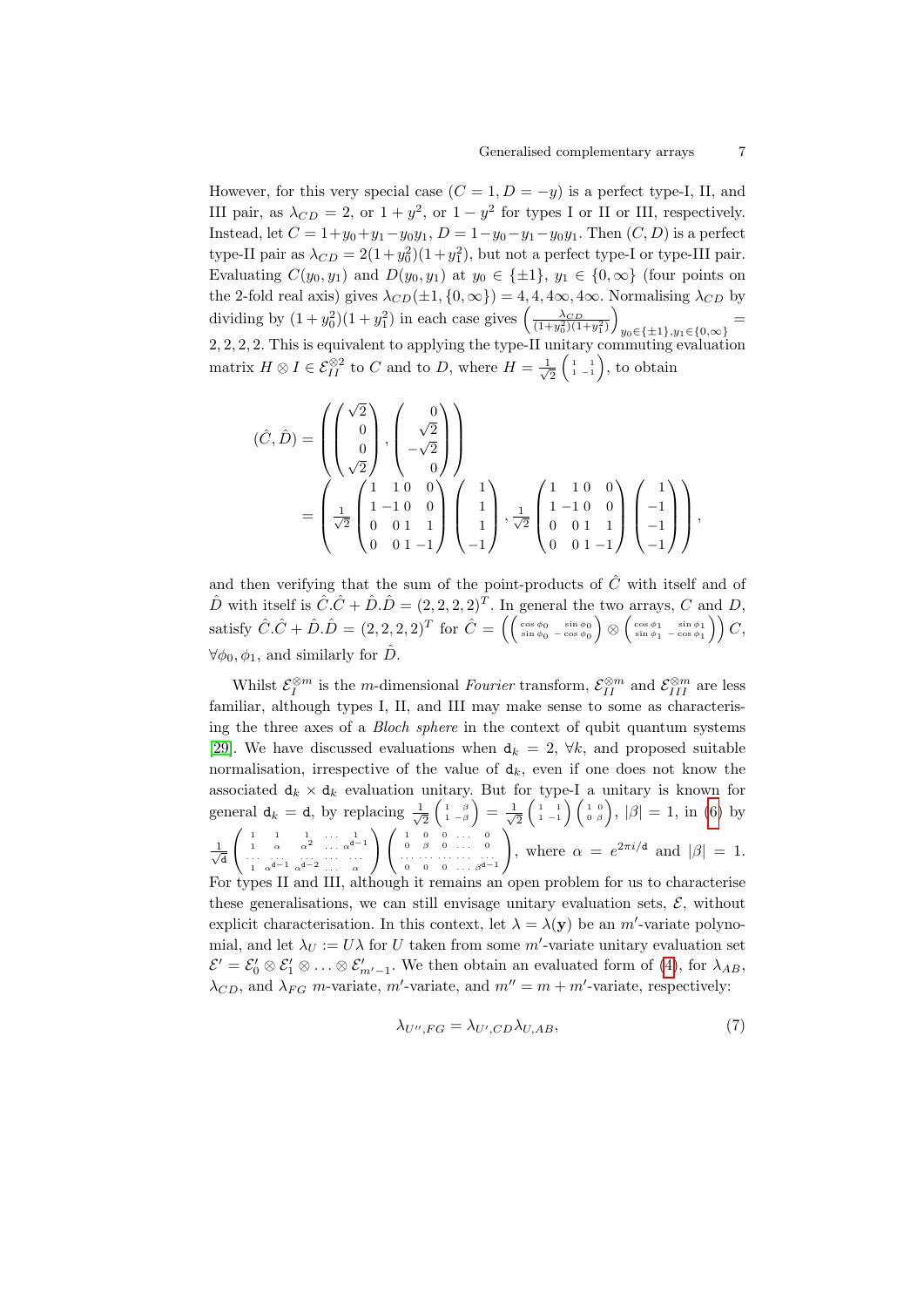However, for this very special case ($C = 1, D = -y$) is a perfect type-I, II, and III pair, as $\lambda_{CD} = 2$, or $1 + y^2$, or $1 - y^2$ for types I or II or III, respectively. Instead, let $C = 1+y_0+y_1-y_0y_1$, $D = 1-y_0-y_1-y_0y_1$. Then $(C, D)$ is a perfect type-II pair as $\lambda_{CD} = 2(1+y_0^2)(1+y_1^2)$, but not a perfect type-I or type-III pair. Evaluating $C(y_0, y_1)$ and $D(y_0, y_1)$ at $y_0 \in \{\pm 1\}$, $y_1 \in \{0, \infty\}$ (four points on the 2-fold real axis) gives $\lambda_{CD}(\pm 1, \{0, \infty\}) = 4, 4, 4\infty, 4\infty$. Normalising $\lambda_{CD}$ by dividing by $(1 + y_0^2)(1 + y_1^2)$ in each case gives $\left(\frac{\lambda_{CD}}{(1+y_0^2)(1+y_1^2)}\right)_{y_0 \in \{\pm 1\}, y_1 \in \{0,\infty\}} = 2, 2, 2, 2$. This is equivalent to applying the type-II unitary commuting evaluation matrix $H \otimes I \in \mathcal{E}_{II}^{\otimes 2}$ to $C$ and to $D$, where $H = \frac{1}{\sqrt{2}}\begin{pmatrix} 1 & 1 \\ 1 & -1 \end{pmatrix}$, to obtain

$$
\begin{aligned}
(\hat{C}, \hat{D}) &= \left( \begin{pmatrix} \sqrt{2} \\ 0 \\ 0 \\ \sqrt{2} \end{pmatrix}, \begin{pmatrix} 0 \\ \sqrt{2} \\ -\sqrt{2} \\ 0 \end{pmatrix} \right) \\
&= \left( \frac{1}{\sqrt{2}} \begin{pmatrix} 1 & 1 & 0 & 0 \\ 1 & -1 & 0 & 0 \\ 0 & 0 & 1 & 1 \\ 0 & 0 & 1 & -1 \end{pmatrix} \begin{pmatrix} 1 \\ 1 \\ 1 \\ -1 \end{pmatrix}, \frac{1}{\sqrt{2}} \begin{pmatrix} 1 & 1 & 0 & 0 \\ 1 & -1 & 0 & 0 \\ 0 & 0 & 1 & 1 \\ 0 & 0 & 1 & -1 \end{pmatrix} \begin{pmatrix} 1 \\ -1 \\ -1 \\ -1 \end{pmatrix} \right),
\end{aligned}
$$

and then verifying that the sum of the point-products of $\hat{C}$ with itself and of $\hat{D}$ with itself is $\hat{C}.\hat{C} + \hat{D}.\hat{D} = (2, 2, 2, 2)^T$. In general the two arrays, $C$ and $D$, satisfy $\hat{C}.\hat{C} + \hat{D}.\hat{D} = (2, 2, 2, 2)^T$ for $\hat{C} = \left( \begin{pmatrix} \cos\phi_0 & \sin\phi_0 \\ \sin\phi_0 & -\cos\phi_0 \end{pmatrix} \otimes \begin{pmatrix} \cos\phi_1 & \sin\phi_1 \\ \sin\phi_1 & -\cos\phi_1 \end{pmatrix} \right) C$, $\forall \phi_0, \phi_1$, and similarly for $\hat{D}$.

Whilst $\mathcal{E}_I^{\otimes m}$ is the $m$-dimensional *Fourier* transform, $\mathcal{E}_{II}^{\otimes m}$ and $\mathcal{E}_{III}^{\otimes m}$ are less familiar, although types I, II, and III may make sense to some as characterising the three axes of a *Bloch sphere* in the context of qubit quantum systems [29]. We have discussed evaluations when $\mathtt{d}_k = 2$, $\forall k$, and proposed suitable normalisation, irrespective of the value of $\mathtt{d}_k$, even if one does not know the associated $\mathtt{d}_k \times \mathtt{d}_k$ evaluation unitary. But for type-I a unitary is known for general $\mathtt{d}_k = \mathtt{d}$, by replacing $\frac{1}{\sqrt{2}}\begin{pmatrix} 1 & \beta \\ 1 & -\beta \end{pmatrix} = \frac{1}{\sqrt{2}}\begin{pmatrix} 1 & 1 \\ 1 & -1 \end{pmatrix}\begin{pmatrix} 1 & 0 \\ 0 & \beta \end{pmatrix}$, $|\beta| = 1$, in (6) by $\frac{1}{\sqrt{\mathtt{d}}}\begin{pmatrix} 1 & 1 & 1 & \dots & 1 \\ 1 & \alpha & \alpha^2 & \dots & \alpha^{\mathtt{d}-1} \\ \dots & \dots & \dots & \dots & \dots \\ 1 & \alpha^{\mathtt{d}-1} & \alpha^{\mathtt{d}-2} & \dots & \alpha \end{pmatrix}\begin{pmatrix} 1 & 0 & 0 & \dots & 0 \\ 0 & \beta & 0 & \dots & 0 \\ \dots & \dots & \dots & \dots & \dots \\ 0 & 0 & 0 & \dots & \beta^{\mathtt{d}-1} \end{pmatrix}$, where $\alpha = e^{2\pi i/\mathtt{d}}$ and $|\beta| = 1$. For types II and III, although it remains an open problem for us to characterise these generalisations, we can still envisage unitary evaluation sets, $\mathcal{E}$, without explicit characterisation. In this context, let $\lambda = \lambda(\mathbf{y})$ be an $m'$-variate polynomial, and let $\lambda_U := U\lambda$ for $U$ taken from some $m'$-variate unitary evaluation set $\mathcal{E}' = \mathcal{E}'_0 \otimes \mathcal{E}'_1 \otimes \ldots \otimes \mathcal{E}'_{m'-1}$. We then obtain an evaluated form of (4), for $\lambda_{AB}$, $\lambda_{CD}$, and $\lambda_{FG}$ $m$-variate, $m'$-variate, and $m'' = m + m'$-variate, respectively:

$$
\lambda_{U'',FG} = \lambda_{U',CD}\lambda_{U,AB}, \tag{7}
$$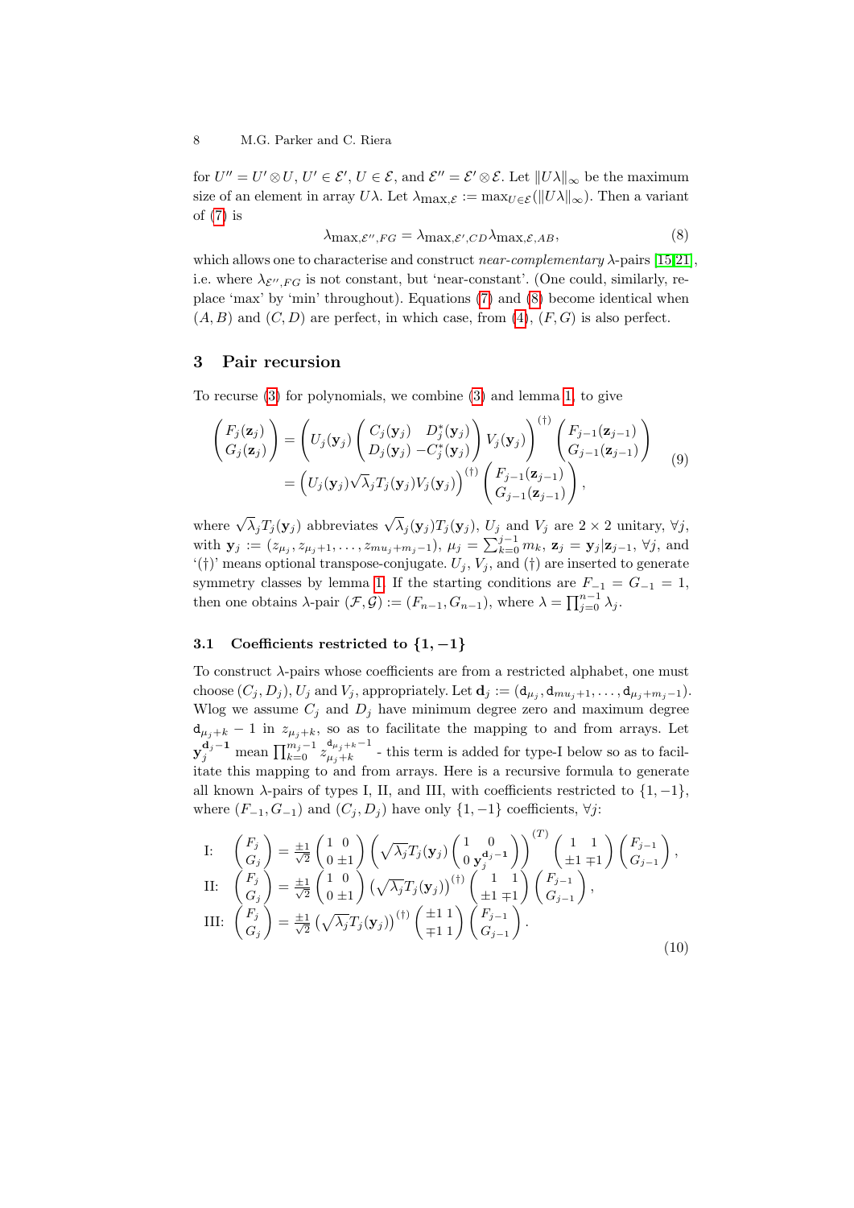for $U'' = U' \otimes U$, $U' \in \mathcal{E}'$, $U \in \mathcal{E}$, and $\mathcal{E}'' = \mathcal{E}' \otimes \mathcal{E}$. Let $\|U\lambda\|_\infty$ be the maximum size of an element in array $U\lambda$. Let $\lambda_{\max,\mathcal{E}} := \max_{U\in\mathcal{E}}(\|U\lambda\|_\infty)$. Then a variant of (7) is

$$\lambda_{\max,\mathcal{E}'',FG} = \lambda_{\max,\mathcal{E}',CD}\lambda_{\max,\mathcal{E},AB}, \tag{8}$$

which allows one to characterise and construct *near-complementary* $\lambda$-pairs [15,21], i.e. where $\lambda_{\mathcal{E}'',FG}$ is not constant, but 'near-constant'. (One could, similarly, replace 'max' by 'min' throughout). Equations (7) and (8) become identical when $(A,B)$ and $(C,D)$ are perfect, in which case, from (4), $(F,G)$ is also perfect.

## 3 Pair recursion

To recurse (3) for polynomials, we combine (3) and lemma 1, to give

$$\begin{aligned}
\begin{pmatrix} F_j(\mathbf{z}_j) \\ G_j(\mathbf{z}_j) \end{pmatrix} &= \left( U_j(\mathbf{y}_j) \begin{pmatrix} C_j(\mathbf{y}_j) & D_j^*(\mathbf{y}_j) \\ D_j(\mathbf{y}_j) & -C_j^*(\mathbf{y}_j) \end{pmatrix} V_j(\mathbf{y}_j) \right)^{(\dagger)} \begin{pmatrix} F_{j-1}(\mathbf{z}_{j-1}) \\ G_{j-1}(\mathbf{z}_{j-1}) \end{pmatrix} \\
&= \left( U_j(\mathbf{y}_j) \sqrt{\lambda}_j T_j(\mathbf{y}_j) V_j(\mathbf{y}_j) \right)^{(\dagger)} \begin{pmatrix} F_{j-1}(\mathbf{z}_{j-1}) \\ G_{j-1}(\mathbf{z}_{j-1}) \end{pmatrix},
\end{aligned} \tag{9}$$

where $\sqrt{\lambda}_j T_j(\mathbf{y}_j)$ abbreviates $\sqrt{\lambda}_j(\mathbf{y}_j) T_j(\mathbf{y}_j)$, $U_j$ and $V_j$ are $2\times 2$ unitary, $\forall j$, with $\mathbf{y}_j := (z_{\mu_j}, z_{\mu_j+1}, \ldots, z_{mu_j+m_j-1})$, $\mu_j = \sum_{k=0}^{j-1} m_k$, $\mathbf{z}_j = \mathbf{y}_j|\mathbf{z}_{j-1}$, $\forall j$, and '($\dagger$)' means optional transpose-conjugate. $U_j$, $V_j$, and ($\dagger$) are inserted to generate symmetry classes by lemma 1. If the starting conditions are $F_{-1} = G_{-1} = 1$, then one obtains $\lambda$-pair $(\mathcal{F},\mathcal{G}) := (F_{n-1}, G_{n-1})$, where $\lambda = \prod_{j=0}^{n-1} \lambda_j$.

### 3.1 Coefficients restricted to $\{1,-1\}$

To construct $\lambda$-pairs whose coefficients are from a restricted alphabet, one must choose $(C_j, D_j)$, $U_j$ and $V_j$, appropriately. Let $\mathbf{d}_j := (\mathtt{d}_{\mu_j}, \mathtt{d}_{mu_j+1}, \ldots, \mathtt{d}_{\mu_j+m_j-1})$. Wlog we assume $C_j$ and $D_j$ have minimum degree zero and maximum degree $\mathtt{d}_{\mu_j+k} - 1$ in $z_{\mu_j+k}$, so as to facilitate the mapping to and from arrays. Let $\mathbf{y}_j^{\mathbf{d}_j-\mathbf{1}}$ mean $\prod_{k=0}^{m_j-1} z_{\mu_j+k}^{\mathtt{d}_{\mu_j+k}-1}$ - this term is added for type-I below so as to facilitate this mapping to and from arrays. Here is a recursive formula to generate all known $\lambda$-pairs of types I, II, and III, with coefficients restricted to $\{1,-1\}$, where $(F_{-1}, G_{-1})$ and $(C_j, D_j)$ have only $\{1,-1\}$ coefficients, $\forall j$:

$$\begin{aligned}
\text{I:} \quad & \begin{pmatrix} F_j \\ G_j \end{pmatrix} = \frac{\pm 1}{\sqrt{2}} \begin{pmatrix} 1 & 0 \\ 0 & \pm 1 \end{pmatrix} \left( \sqrt{\lambda}_j T_j(\mathbf{y}_j) \begin{pmatrix} 1 & 0 \\ 0 & \mathbf{y}_j^{\mathbf{d}_j-\mathbf{1}} \end{pmatrix} \right)^{(T)} \begin{pmatrix} 1 & 1 \\ \pm 1 & \mp 1 \end{pmatrix} \begin{pmatrix} F_{j-1} \\ G_{j-1} \end{pmatrix}, \\
\text{II:} \quad & \begin{pmatrix} F_j \\ G_j \end{pmatrix} = \frac{\pm 1}{\sqrt{2}} \begin{pmatrix} 1 & 0 \\ 0 & \pm 1 \end{pmatrix} \left( \sqrt{\lambda}_j T_j(\mathbf{y}_j) \right)^{(\dagger)} \begin{pmatrix} 1 & 1 \\ \pm 1 & \mp 1 \end{pmatrix} \begin{pmatrix} F_{j-1} \\ G_{j-1} \end{pmatrix}, \\
\text{III:} \quad & \begin{pmatrix} F_j \\ G_j \end{pmatrix} = \frac{\pm 1}{\sqrt{2}} \left( \sqrt{\lambda}_j T_j(\mathbf{y}_j) \right)^{(\dagger)} \begin{pmatrix} \pm 1 & 1 \\ \mp 1 & 1 \end{pmatrix} \begin{pmatrix} F_{j-1} \\ G_{j-1} \end{pmatrix}.
\end{aligned} \tag{10}$$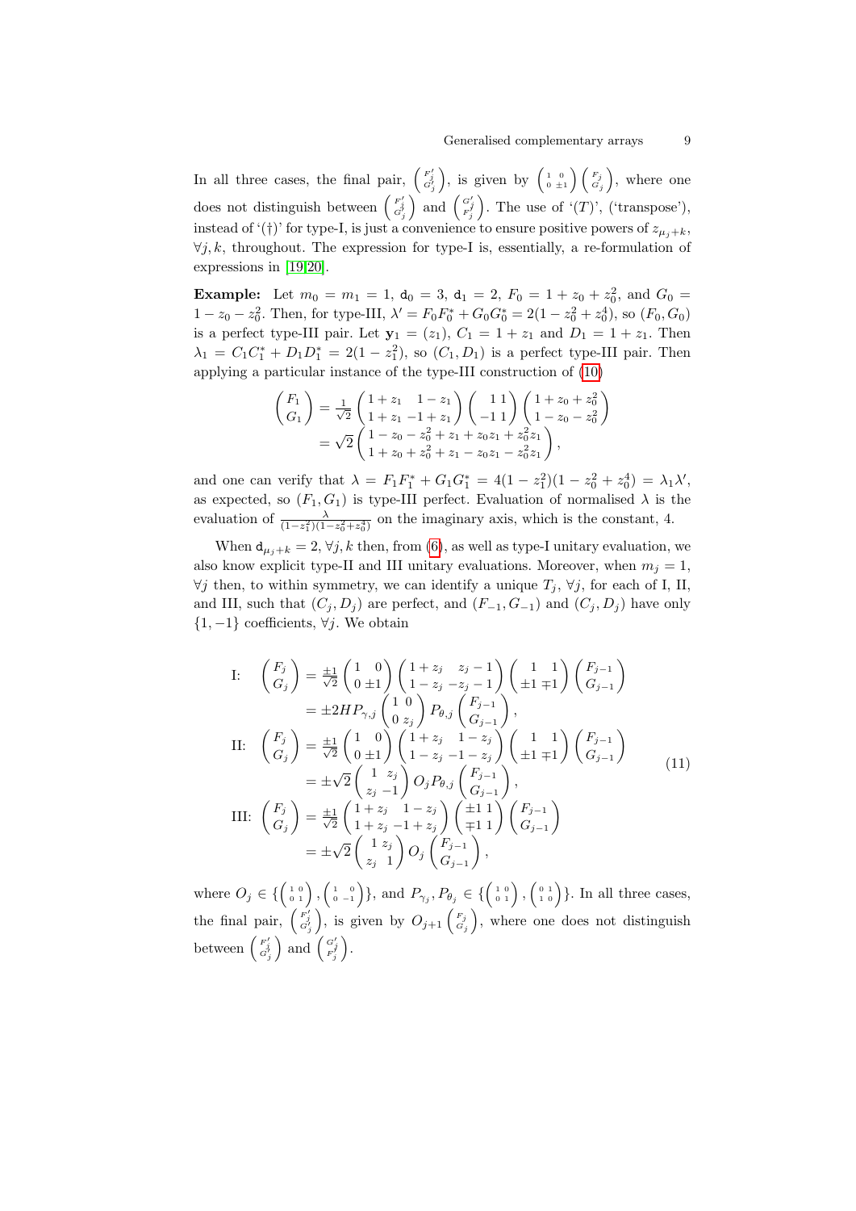In all three cases, the final pair, $\begin{pmatrix} F'_j \\ G'_j \end{pmatrix}$, is given by $\begin{pmatrix} 1 & 0 \\ 0 & \pm 1 \end{pmatrix} \begin{pmatrix} F_j \\ G_j \end{pmatrix}$, where one does not distinguish between $\begin{pmatrix} F'_j \\ G'_j \end{pmatrix}$ and $\begin{pmatrix} G'_j \\ F'_j \end{pmatrix}$. The use of '$(T)$', ('transpose'), instead of '$(\dagger)$' for type-I, is just a convenience to ensure positive powers of $z_{\mu_j+k}$, $\forall j,k$, throughout. The expression for type-I is, essentially, a re-formulation of expressions in [19,20].

**Example:** Let $m_0 = m_1 = 1$, $\mathtt{d}_0 = 3$, $\mathtt{d}_1 = 2$, $F_0 = 1 + z_0 + z_0^2$, and $G_0 = 1 - z_0 - z_0^2$. Then, for type-III, $\lambda' = F_0 F_0^* + G_0 G_0^* = 2(1 - z_0^2 + z_0^4)$, so $(F_0, G_0)$ is a perfect type-III pair. Let $\mathbf{y}_1 = (z_1)$, $C_1 = 1 + z_1$ and $D_1 = 1 + z_1$. Then $\lambda_1 = C_1 C_1^* + D_1 D_1^* = 2(1 - z_1^2)$, so $(C_1, D_1)$ is a perfect type-III pair. Then applying a particular instance of the type-III construction of (10)

$$
\begin{aligned}
\begin{pmatrix} F_1 \\ G_1 \end{pmatrix} &= \tfrac{1}{\sqrt{2}} \begin{pmatrix} 1 + z_1 & 1 - z_1 \\ 1 + z_1 & -1 + z_1 \end{pmatrix} \begin{pmatrix} 1 & 1 \\ -1 & 1 \end{pmatrix} \begin{pmatrix} 1 + z_0 + z_0^2 \\ 1 - z_0 - z_0^2 \end{pmatrix} \\
&= \sqrt{2} \begin{pmatrix} 1 - z_0 - z_0^2 + z_1 + z_0 z_1 + z_0^2 z_1 \\ 1 + z_0 + z_0^2 + z_1 - z_0 z_1 - z_0^2 z_1 \end{pmatrix},
\end{aligned}
$$

and one can verify that $\lambda = F_1 F_1^* + G_1 G_1^* = 4(1 - z_1^2)(1 - z_0^2 + z_0^4) = \lambda_1 \lambda'$, as expected, so $(F_1, G_1)$ is type-III perfect. Evaluation of normalised $\lambda$ is the evaluation of $\frac{\lambda}{(1-z_1^2)(1-z_0^2+z_0^4)}$ on the imaginary axis, which is the constant, 4.

When $\mathtt{d}_{\mu_j+k} = 2$, $\forall j,k$ then, from (6), as well as type-I unitary evaluation, we also know explicit type-II and III unitary evaluations. Moreover, when $m_j = 1$, $\forall j$ then, to within symmetry, we can identify a unique $T_j$, $\forall j$, for each of I, II, and III, such that $(C_j, D_j)$ are perfect, and $(F_{-1}, G_{-1})$ and $(C_j, D_j)$ have only $\{1, -1\}$ coefficients, $\forall j$. We obtain

$$
\begin{aligned}
\text{I:} \quad \begin{pmatrix} F_j \\ G_j \end{pmatrix} &= \tfrac{\pm 1}{\sqrt{2}} \begin{pmatrix} 1 & 0 \\ 0 & \pm 1 \end{pmatrix} \begin{pmatrix} 1 + z_j & z_j - 1 \\ 1 - z_j & -z_j - 1 \end{pmatrix} \begin{pmatrix} 1 & 1 \\ \pm 1 & \mp 1 \end{pmatrix} \begin{pmatrix} F_{j-1} \\ G_{j-1} \end{pmatrix} \\
&= \pm 2 H P_{\gamma,j} \begin{pmatrix} 1 & 0 \\ 0 & z_j \end{pmatrix} P_{\theta,j} \begin{pmatrix} F_{j-1} \\ G_{j-1} \end{pmatrix}, \\
\text{II:} \quad \begin{pmatrix} F_j \\ G_j \end{pmatrix} &= \tfrac{\pm 1}{\sqrt{2}} \begin{pmatrix} 1 & 0 \\ 0 & \pm 1 \end{pmatrix} \begin{pmatrix} 1 + z_j & 1 - z_j \\ 1 - z_j & -1 - z_j \end{pmatrix} \begin{pmatrix} 1 & 1 \\ \pm 1 & \mp 1 \end{pmatrix} \begin{pmatrix} F_{j-1} \\ G_{j-1} \end{pmatrix} \\
&= \pm \sqrt{2} \begin{pmatrix} 1 & z_j \\ z_j & -1 \end{pmatrix} O_j P_{\theta,j} \begin{pmatrix} F_{j-1} \\ G_{j-1} \end{pmatrix}, \\
\text{III:} \quad \begin{pmatrix} F_j \\ G_j \end{pmatrix} &= \tfrac{\pm 1}{\sqrt{2}} \begin{pmatrix} 1 + z_j & 1 - z_j \\ 1 + z_j & -1 + z_j \end{pmatrix} \begin{pmatrix} \pm 1 & 1 \\ \mp 1 & 1 \end{pmatrix} \begin{pmatrix} F_{j-1} \\ G_{j-1} \end{pmatrix} \\
&= \pm \sqrt{2} \begin{pmatrix} 1 & z_j \\ z_j & 1 \end{pmatrix} O_j \begin{pmatrix} F_{j-1} \\ G_{j-1} \end{pmatrix},
\end{aligned}
\tag{11}
$$

where $O_j \in \{\begin{pmatrix} 1 & 0 \\ 0 & 1 \end{pmatrix}, \begin{pmatrix} 1 & 0 \\ 0 & -1 \end{pmatrix}\}$, and $P_{\gamma_j}, P_{\theta_j} \in \{\begin{pmatrix} 1 & 0 \\ 0 & 1 \end{pmatrix}, \begin{pmatrix} 0 & 1 \\ 1 & 0 \end{pmatrix}\}$. In all three cases, the final pair, $\begin{pmatrix} F'_j \\ G'_j \end{pmatrix}$, is given by $O_{j+1} \begin{pmatrix} F_j \\ G_j \end{pmatrix}$, where one does not distinguish between $\begin{pmatrix} F'_j \\ G'_j \end{pmatrix}$ and $\begin{pmatrix} G'_j \\ F'_j \end{pmatrix}$.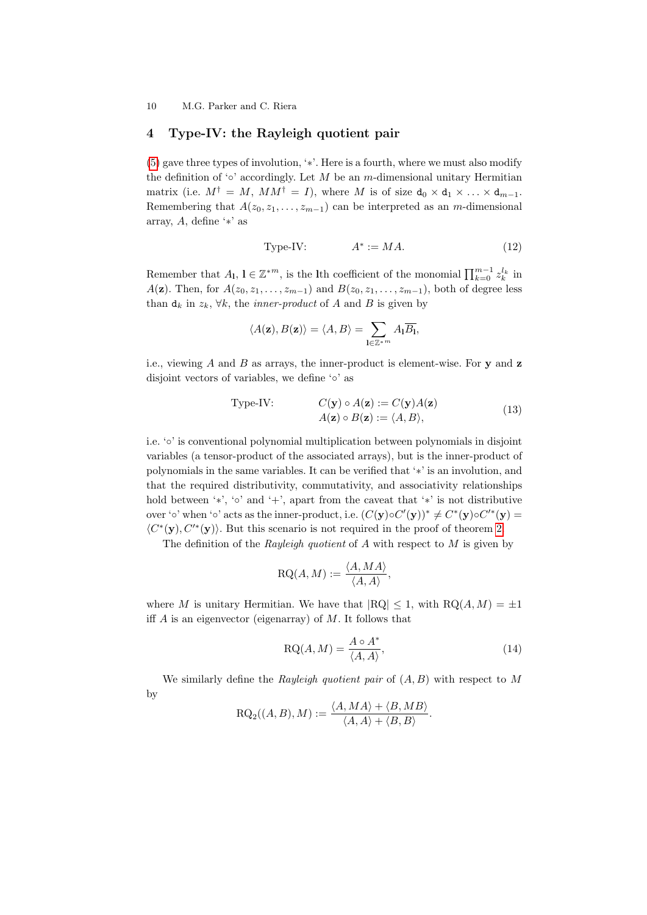## 4 Type-IV: the Rayleigh quotient pair

(5) gave three types of involution, '$*$'. Here is a fourth, where we must also modify the definition of '$\circ$' accordingly. Let $M$ be an $m$-dimensional unitary Hermitian matrix (i.e. $M^\dagger = M$, $MM^\dagger = I$), where $M$ is of size $\mathtt{d}_0 \times \mathtt{d}_1 \times \ldots \times \mathtt{d}_{m-1}$. Remembering that $A(z_0, z_1, \ldots, z_{m-1})$ can be interpreted as an $m$-dimensional array, $A$, define '$*$' as

$$\text{Type-IV:} \qquad\qquad A^* := MA. \tag{12}$$

Remember that $A_{\mathbf{l}}$, $\mathbf{l} \in \mathbb{Z}^{*m}$, is the $\mathbf{l}$th coefficient of the monomial $\prod_{k=0}^{m-1} z_k^{l_k}$ in $A(\mathbf{z})$. Then, for $A(z_0, z_1, \ldots, z_{m-1})$ and $B(z_0, z_1, \ldots, z_{m-1})$, both of degree less than $\mathtt{d}_k$ in $z_k$, $\forall k$, the *inner-product* of $A$ and $B$ is given by

$$\langle A(\mathbf{z}), B(\mathbf{z}) \rangle = \langle A, B \rangle = \sum_{\mathbf{l} \in \mathbb{Z}^{*m}} A_{\mathbf{l}} \overline{B_{\mathbf{l}}},$$

i.e., viewing $A$ and $B$ as arrays, the inner-product is element-wise. For $\mathbf{y}$ and $\mathbf{z}$ disjoint vectors of variables, we define '$\circ$' as

$$\text{Type-IV:} \qquad \begin{array}{l} C(\mathbf{y}) \circ A(\mathbf{z}) := C(\mathbf{y})A(\mathbf{z}) \\ A(\mathbf{z}) \circ B(\mathbf{z}) := \langle A, B \rangle, \end{array} \tag{13}$$

i.e. '$\circ$' is conventional polynomial multiplication between polynomials in disjoint variables (a tensor-product of the associated arrays), but is the inner-product of polynomials in the same variables. It can be verified that '$*$' is an involution, and that the required distributivity, commutativity, and associativity relationships hold between '$*$', '$\circ$' and '$+$', apart from the caveat that '$*$' is not distributive over '$\circ$' when '$\circ$' acts as the inner-product, i.e. $(C(\mathbf{y}) \circ C'(\mathbf{y}))^* \neq C^*(\mathbf{y}) \circ C'^*(\mathbf{y}) = \langle C^*(\mathbf{y}), C'^*(\mathbf{y}) \rangle$. But this scenario is not required in the proof of theorem 2.

The definition of the *Rayleigh quotient* of $A$ with respect to $M$ is given by

$$\text{RQ}(A, M) := \frac{\langle A, MA \rangle}{\langle A, A \rangle},$$

where $M$ is unitary Hermitian. We have that $|\text{RQ}| \leq 1$, with $\text{RQ}(A, M) = \pm 1$ iff $A$ is an eigenvector (eigenarray) of $M$. It follows that

$$\text{RQ}(A, M) = \frac{A \circ A^*}{\langle A, A \rangle}, \tag{14}$$

We similarly define the *Rayleigh quotient pair* of $(A, B)$ with respect to $M$ by

$$\text{RQ}_2((A, B), M) := \frac{\langle A, MA \rangle + \langle B, MB \rangle}{\langle A, A \rangle + \langle B, B \rangle}.$$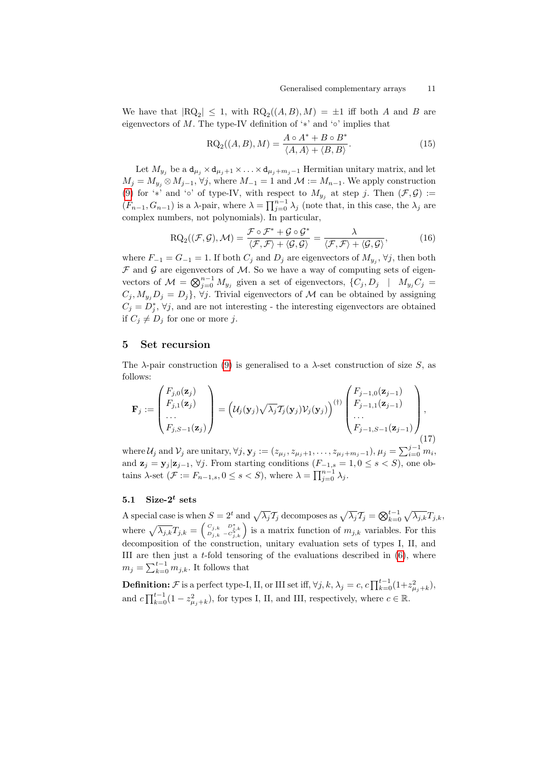We have that $|\mathrm{RQ}_2| \leq 1$, with $\mathrm{RQ}_2((A,B),M) = \pm 1$ iff both $A$ and $B$ are eigenvectors of $M$. The type-IV definition of '$*$' and '$\circ$' implies that

$$\mathrm{RQ}_2((A,B),M) = \frac{A \circ A^* + B \circ B^*}{\langle A, A\rangle + \langle B, B\rangle}. \tag{15}$$

Let $M_{y_j}$ be a $\mathtt{d}_{\mu_j} \times \mathtt{d}_{\mu_j+1} \times \ldots \times \mathtt{d}_{\mu_j+m_j-1}$ Hermitian unitary matrix, and let $M_j = M_{y_j} \otimes M_{j-1}$, $\forall j$, where $M_{-1} = 1$ and $\mathcal{M} := M_{n-1}$. We apply construction (9) for '$*$' and '$\circ$' of type-IV, with respect to $M_{y_j}$ at step $j$. Then $(\mathcal{F}, \mathcal{G}) := (F_{n-1}, G_{n-1})$ is a $\lambda$-pair, where $\lambda = \prod_{j=0}^{n-1} \lambda_j$ (note that, in this case, the $\lambda_j$ are complex numbers, not polynomials). In particular,

$$\mathrm{RQ}_2((\mathcal{F},\mathcal{G}),\mathcal{M}) = \frac{\mathcal{F} \circ \mathcal{F}^* + \mathcal{G} \circ \mathcal{G}^*}{\langle \mathcal{F}, \mathcal{F}\rangle + \langle \mathcal{G}, \mathcal{G}\rangle} = \frac{\lambda}{\langle \mathcal{F}, \mathcal{F}\rangle + \langle \mathcal{G}, \mathcal{G}\rangle}, \tag{16}$$

where $F_{-1} = G_{-1} = 1$. If both $C_j$ and $D_j$ are eigenvectors of $M_{y_j}$, $\forall j$, then both $\mathcal{F}$ and $\mathcal{G}$ are eigenvectors of $\mathcal{M}$. So we have a way of computing sets of eigenvectors of $\mathcal{M} = \bigotimes_{j=0}^{n-1} M_{y_j}$ given a set of eigenvectors, $\{C_j, D_j \mid M_{y_j} C_j = C_j, M_{y_j} D_j = D_j\}$, $\forall j$. Trivial eigenvectors of $\mathcal{M}$ can be obtained by assigning $C_j = D_j^*$, $\forall j$, and are not interesting - the interesting eigenvectors are obtained if $C_j \neq D_j$ for one or more $j$.

## 5 Set recursion

The $\lambda$-pair construction (9) is generalised to a $\lambda$-set construction of size $S$, as follows:

$$\mathbf{F}_j := \begin{pmatrix} F_{j,0}(\mathbf{z}_j) \\ F_{j,1}(\mathbf{z}_j) \\ \ldots \\ F_{j,S-1}(\mathbf{z}_j) \end{pmatrix} = \left(\mathcal{U}_j(\mathbf{y}_j)\sqrt{\lambda_j}\mathcal{T}_j(\mathbf{y}_j)\mathcal{V}_j(\mathbf{y}_j)\right)^{(\dagger)} \begin{pmatrix} F_{j-1,0}(\mathbf{z}_{j-1}) \\ F_{j-1,1}(\mathbf{z}_{j-1}) \\ \ldots \\ F_{j-1,S-1}(\mathbf{z}_{j-1}) \end{pmatrix}, \tag{17}$$

where $\mathcal{U}_j$ and $\mathcal{V}_j$ are unitary, $\forall j$, $\mathbf{y}_j := (z_{\mu_j}, z_{\mu_j+1}, \ldots, z_{\mu_j+m_j-1})$, $\mu_j = \sum_{i=0}^{j-1} m_i$, and $\mathbf{z}_j = \mathbf{y}_j|\mathbf{z}_{j-1}$, $\forall j$. From starting conditions $(F_{-1,s} = 1, 0 \leq s < S)$, one obtains $\lambda$-set $(\mathcal{F} := F_{n-1,s}, 0 \leq s < S)$, where $\lambda = \prod_{j=0}^{n-1} \lambda_j$.

### 5.1 Size-$2^t$ sets

A special case is when $S = 2^t$ and $\sqrt{\lambda_j}\mathcal{T}_j$ decomposes as $\sqrt{\lambda_j}\mathcal{T}_j = \bigotimes_{k=0}^{t-1} \sqrt{\lambda_{j,k}} T_{j,k}$, where $\sqrt{\lambda_{j,k}} T_{j,k} = \begin{pmatrix} C_{j,k} & D_{j,k}^* \\ D_{j,k} & -C_{j,k}^* \end{pmatrix}$ is a matrix function of $m_{j,k}$ variables. For this decomposition of the construction, unitary evaluation sets of types I, II, and III are then just a $t$-fold tensoring of the evaluations described in (6), where $m_j = \sum_{k=0}^{t-1} m_{j,k}$. It follows that

**Definition:** $\mathcal{F}$ is a perfect type-I, II, or III set iff, $\forall j, k$, $\lambda_j = c$, $c\prod_{k=0}^{t-1}(1 + z_{\mu_j+k}^2)$, and $c\prod_{k=0}^{t-1}(1 - z_{\mu_j+k}^2)$, for types I, II, and III, respectively, where $c \in \mathbb{R}$.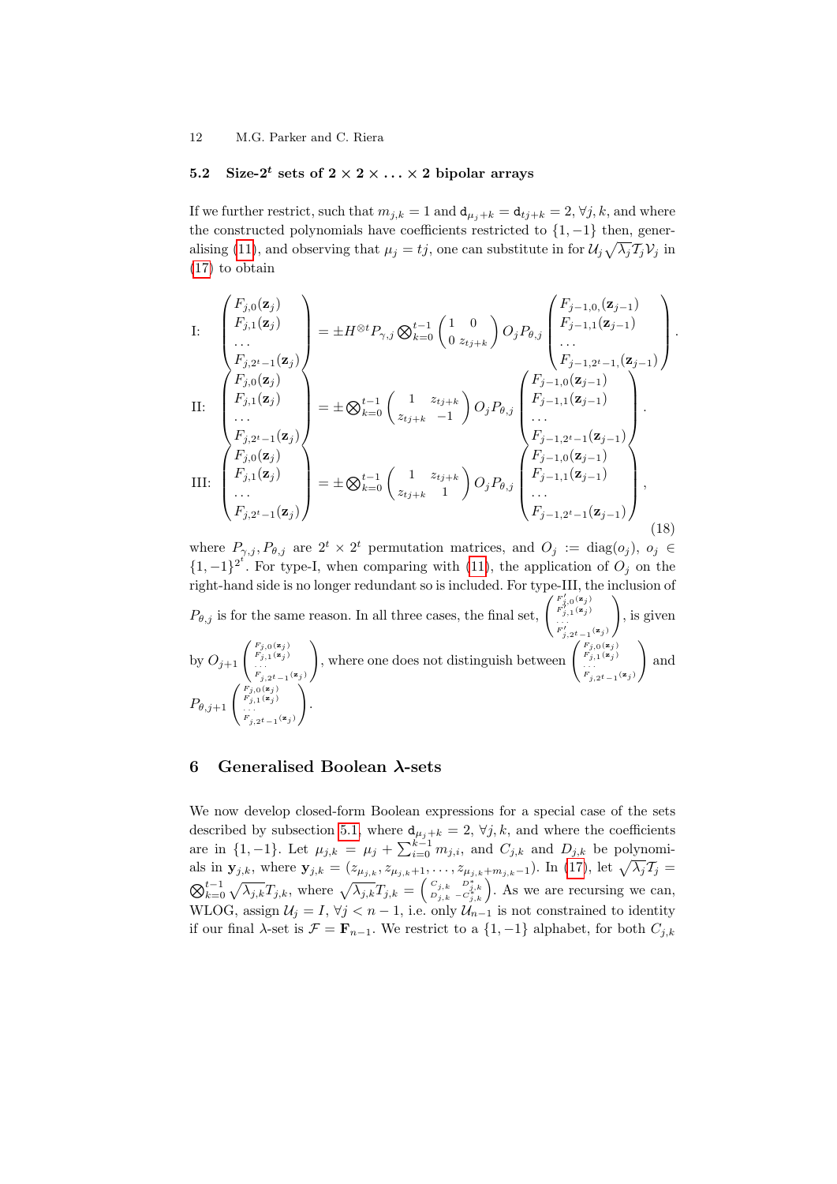### 5.2 Size-$2^t$ sets of $2 \times 2 \times \ldots \times 2$ bipolar arrays

If we further restrict, such that $m_{j,k} = 1$ and $\mathtt{d}_{\mu_j+k} = \mathtt{d}_{tj+k} = 2, \forall j, k$, and where the constructed polynomials have coefficients restricted to $\{1, -1\}$ then, generalising (11), and observing that $\mu_j = tj$, one can substitute in for $\mathcal{U}_j\sqrt{\lambda_j}\mathcal{T}_j\mathcal{V}_j$ in (17) to obtain

$$
\begin{aligned}
&\text{I:} \quad \begin{pmatrix} F_{j,0}(\mathbf{z}_j) \\ F_{j,1}(\mathbf{z}_j) \\ \ldots \\ F_{j,2^t-1}(\mathbf{z}_j) \end{pmatrix} = \pm H^{\otimes t} P_{\gamma,j} \bigotimes_{k=0}^{t-1} \begin{pmatrix} 1 & 0 \\ 0 & z_{tj+k} \end{pmatrix} O_j P_{\theta,j} \begin{pmatrix} F_{j-1,0,}(\mathbf{z}_{j-1}) \\ F_{j-1,1}(\mathbf{z}_{j-1}) \\ \ldots \\ F_{j-1,2^t-1,}(\mathbf{z}_{j-1}) \end{pmatrix}. \\
&\text{II:} \quad \begin{pmatrix} F_{j,0}(\mathbf{z}_j) \\ F_{j,1}(\mathbf{z}_j) \\ \ldots \\ F_{j,2^t-1}(\mathbf{z}_j) \end{pmatrix} = \pm \bigotimes_{k=0}^{t-1} \begin{pmatrix} 1 & z_{tj+k} \\ z_{tj+k} & -1 \end{pmatrix} O_j P_{\theta,j} \begin{pmatrix} F_{j-1,0}(\mathbf{z}_{j-1}) \\ F_{j-1,1}(\mathbf{z}_{j-1}) \\ \ldots \\ F_{j-1,2^t-1}(\mathbf{z}_{j-1}) \end{pmatrix}. \\
&\text{III:} \quad \begin{pmatrix} F_{j,0}(\mathbf{z}_j) \\ F_{j,1}(\mathbf{z}_j) \\ \ldots \\ F_{j,2^t-1}(\mathbf{z}_j) \end{pmatrix} = \pm \bigotimes_{k=0}^{t-1} \begin{pmatrix} 1 & z_{tj+k} \\ z_{tj+k} & 1 \end{pmatrix} O_j P_{\theta,j} \begin{pmatrix} F_{j-1,0}(\mathbf{z}_{j-1}) \\ F_{j-1,1}(\mathbf{z}_{j-1}) \\ \ldots \\ F_{j-1,2^t-1}(\mathbf{z}_{j-1}) \end{pmatrix},
\end{aligned}
\tag{18}
$$

where $P_{\gamma,j}, P_{\theta,j}$ are $2^t \times 2^t$ permutation matrices, and $O_j := \text{diag}(o_j)$, $o_j \in \{1, -1\}^{2^t}$. For type-I, when comparing with (11), the application of $O_j$ on the right-hand side is no longer redundant so is included. For type-III, the inclusion of $P_{\theta,j}$ is for the same reason. In all three cases, the final set, $\begin{pmatrix} F'_{j,0}(\mathbf{z}_j) \\ F'_{j,1}(\mathbf{z}_j) \\ \ldots \\ F'_{j,2^t-1}(\mathbf{z}_j) \end{pmatrix}$, is given by $O_{j+1}\begin{pmatrix} F_{j,0}(\mathbf{z}_j) \\ F_{j,1}(\mathbf{z}_j) \\ \ldots \\ F_{j,2^t-1}(\mathbf{z}_j) \end{pmatrix}$, where one does not distinguish between $\begin{pmatrix} F_{j,0}(\mathbf{z}_j) \\ F_{j,1}(\mathbf{z}_j) \\ \ldots \\ F_{j,2^t-1}(\mathbf{z}_j) \end{pmatrix}$ and $P_{\theta,j+1}\begin{pmatrix} F_{j,0}(\mathbf{z}_j) \\ F_{j,1}(\mathbf{z}_j) \\ \ldots \\ F_{j,2^t-1}(\mathbf{z}_j) \end{pmatrix}$.

## 6 Generalised Boolean $\lambda$-sets

We now develop closed-form Boolean expressions for a special case of the sets described by subsection 5.1, where $\mathtt{d}_{\mu_j+k} = 2, \forall j, k$, and where the coefficients are in $\{1, -1\}$. Let $\mu_{j,k} = \mu_j + \sum_{i=0}^{k-1} m_{j,i}$, and $C_{j,k}$ and $D_{j,k}$ be polynomials in $\mathbf{y}_{j,k}$, where $\mathbf{y}_{j,k} = (z_{\mu_{j,k}}, z_{\mu_{j,k}+1}, \ldots, z_{\mu_{j,k}+m_{j,k}-1})$. In (17), let $\sqrt{\lambda_j}\mathcal{T}_j = \bigotimes_{k=0}^{t-1} \sqrt{\lambda_{j,k}} T_{j,k}$, where $\sqrt{\lambda_{j,k}} T_{j,k} = \begin{pmatrix} C_{j,k} & D^*_{j,k} \\ D_{j,k} & -C^*_{j,k} \end{pmatrix}$. As we are recursing we can, WLOG, assign $\mathcal{U}_j = I$, $\forall j < n-1$, i.e. only $\mathcal{U}_{n-1}$ is not constrained to identity if our final $\lambda$-set is $\mathcal{F} = \mathbf{F}_{n-1}$. We restrict to a $\{1, -1\}$ alphabet, for both $C_{j,k}$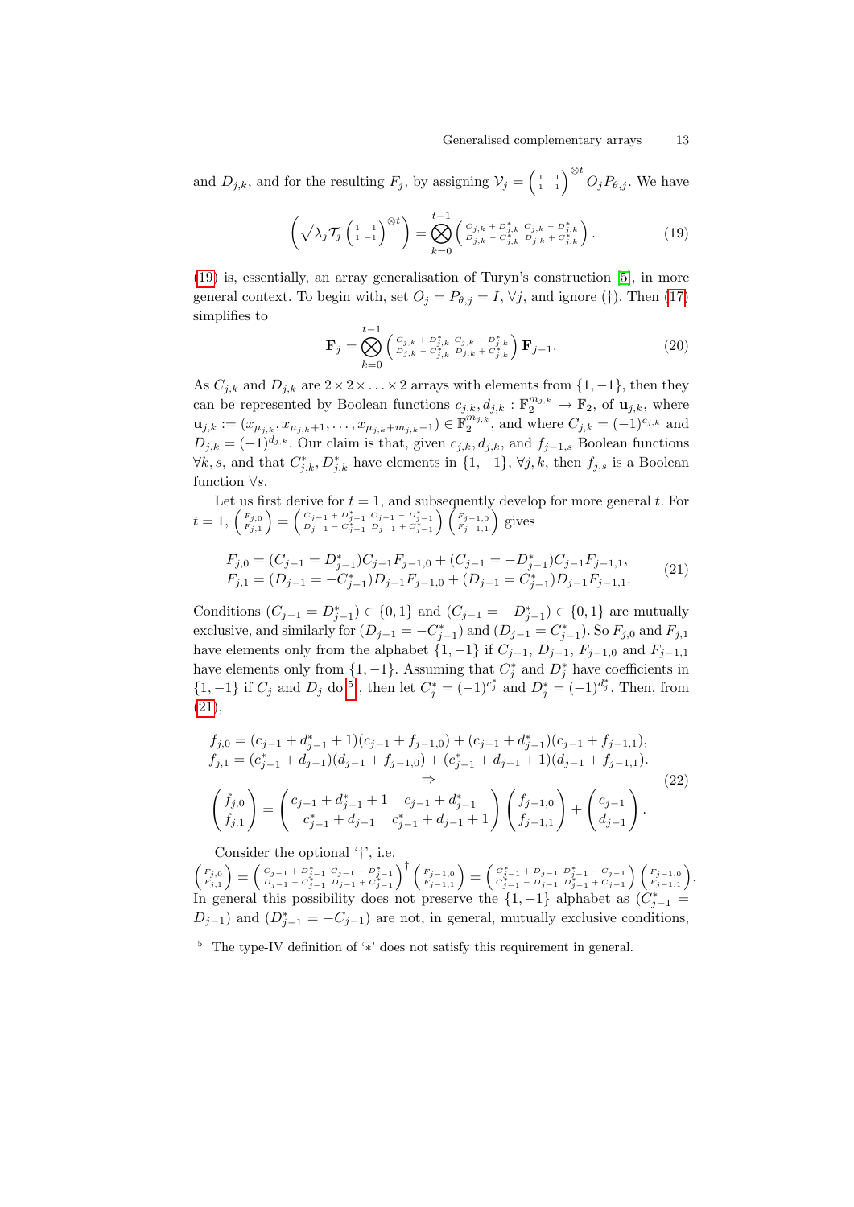and $D_{j,k}$, and for the resulting $F_j$, by assigning $\mathcal{V}_j = \begin{pmatrix} 1 & 1 \\ 1 & -1 \end{pmatrix}^{\otimes t} O_j P_{\theta,j}$. We have

$$\left(\sqrt{\lambda_j}\mathcal{T}_j \begin{pmatrix} 1 & 1 \\ 1 & -1 \end{pmatrix}^{\otimes t}\right) = \bigotimes_{k=0}^{t-1} \begin{pmatrix} C_{j,k} + D^*_{j,k} & C_{j,k} - D^*_{j,k} \\ D_{j,k} - C^*_{j,k} & D_{j,k} + C^*_{j,k} \end{pmatrix}. \tag{19}$$

(19) is, essentially, an array generalisation of Turyn's construction [5], in more general context. To begin with, set $O_j = P_{\theta,j} = I$, $\forall j$, and ignore (†). Then (17) simplifies to

$$\mathbf{F}_j = \bigotimes_{k=0}^{t-1} \begin{pmatrix} C_{j,k} + D^*_{j,k} & C_{j,k} - D^*_{j,k} \\ D_{j,k} - C^*_{j,k} & D_{j,k} + C^*_{j,k} \end{pmatrix} \mathbf{F}_{j-1}. \tag{20}$$

As $C_{j,k}$ and $D_{j,k}$ are $2 \times 2 \times \ldots \times 2$ arrays with elements from $\{1, -1\}$, then they can be represented by Boolean functions $c_{j,k}, d_{j,k} : \mathbb{F}_2^{m_{j,k}} \rightarrow \mathbb{F}_2$, of $\mathbf{u}_{j,k}$, where $\mathbf{u}_{j,k} := (x_{\mu_{j,k}}, x_{\mu_{j,k}+1}, \ldots, x_{\mu_{j,k}+m_{j,k}-1}) \in \mathbb{F}_2^{m_{j,k}}$, and where $C_{j,k} = (-1)^{c_{j,k}}$ and $D_{j,k} = (-1)^{d_{j,k}}$. Our claim is that, given $c_{j,k}, d_{j,k}$, and $f_{j-1,s}$ Boolean functions $\forall k, s$, and that $C^*_{j,k}, D^*_{j,k}$ have elements in $\{1, -1\}$, $\forall j, k$, then $f_{j,s}$ is a Boolean function $\forall s$.

Let us first derive for $t = 1$, and subsequently develop for more general $t$. For $t = 1$, $\begin{pmatrix} F_{j,0} \\ F_{j,1} \end{pmatrix} = \begin{pmatrix} C_{j-1} + D^*_{j-1} & C_{j-1} - D^*_{j-1} \\ D_{j-1} - C^*_{j-1} & D_{j-1} + C^*_{j-1} \end{pmatrix} \begin{pmatrix} F_{j-1,0} \\ F_{j-1,1} \end{pmatrix}$ gives

$$\begin{aligned} F_{j,0} &= (C_{j-1} = D^*_{j-1})C_{j-1}F_{j-1,0} + (C_{j-1} = -D^*_{j-1})C_{j-1}F_{j-1,1}, \\ F_{j,1} &= (D_{j-1} = -C^*_{j-1})D_{j-1}F_{j-1,0} + (D_{j-1} = C^*_{j-1})D_{j-1}F_{j-1,1}. \end{aligned} \tag{21}$$

Conditions $(C_{j-1} = D^*_{j-1}) \in \{0, 1\}$ and $(C_{j-1} = -D^*_{j-1}) \in \{0, 1\}$ are mutually exclusive, and similarly for $(D_{j-1} = -C^*_{j-1})$ and $(D_{j-1} = C^*_{j-1})$. So $F_{j,0}$ and $F_{j,1}$ have elements only from the alphabet $\{1, -1\}$ if $C_{j-1}$, $D_{j-1}$, $F_{j-1,0}$ and $F_{j-1,1}$ have elements only from $\{1, -1\}$. Assuming that $C^*_j$ and $D^*_j$ have coefficients in $\{1, -1\}$ if $C_j$ and $D_j$ do [5], then let $C^*_j = (-1)^{c^*_j}$ and $D^*_j = (-1)^{d^*_j}$. Then, from (21),

$$\begin{aligned} f_{j,0} &= (c_{j-1} + d^*_{j-1} + 1)(c_{j-1} + f_{j-1,0}) + (c_{j-1} + d^*_{j-1})(c_{j-1} + f_{j-1,1}), \\ f_{j,1} &= (c^*_{j-1} + d_{j-1})(d_{j-1} + f_{j-1,0}) + (c^*_{j-1} + d_{j-1} + 1)(d_{j-1} + f_{j-1,1}). \\ &\Rightarrow \\ \begin{pmatrix} f_{j,0} \\ f_{j,1} \end{pmatrix} &= \begin{pmatrix} c_{j-1} + d^*_{j-1} + 1 & c_{j-1} + d^*_{j-1} \\ c^*_{j-1} + d_{j-1} & c^*_{j-1} + d_{j-1} + 1 \end{pmatrix} \begin{pmatrix} f_{j-1,0} \\ f_{j-1,1} \end{pmatrix} + \begin{pmatrix} c_{j-1} \\ d_{j-1} \end{pmatrix}. \end{aligned} \tag{22}$$

Consider the optional '†', i.e.
$\begin{pmatrix} F_{j,0} \\ F_{j,1} \end{pmatrix} = \begin{pmatrix} C_{j-1} + D^*_{j-1} & C_{j-1} - D^*_{j-1} \\ D_{j-1} - C^*_{j-1} & D_{j-1} + C^*_{j-1} \end{pmatrix}^\dagger \begin{pmatrix} F_{j-1,0} \\ F_{j-1,1} \end{pmatrix} = \begin{pmatrix} C^*_{j-1} + D_{j-1} & D^*_{j-1} - C_{j-1} \\ C^*_{j-1} - D_{j-1} & D^*_{j-1} + C_{j-1} \end{pmatrix} \begin{pmatrix} F_{j-1,0} \\ F_{j-1,1} \end{pmatrix}$.
In general this possibility does not preserve the $\{1, -1\}$ alphabet as $(C^*_{j-1} = D_{j-1})$ and $(D^*_{j-1} = -C_{j-1})$ are not, in general, mutually exclusive conditions,

[5] The type-IV definition of '$*$' does not satisfy this requirement in general.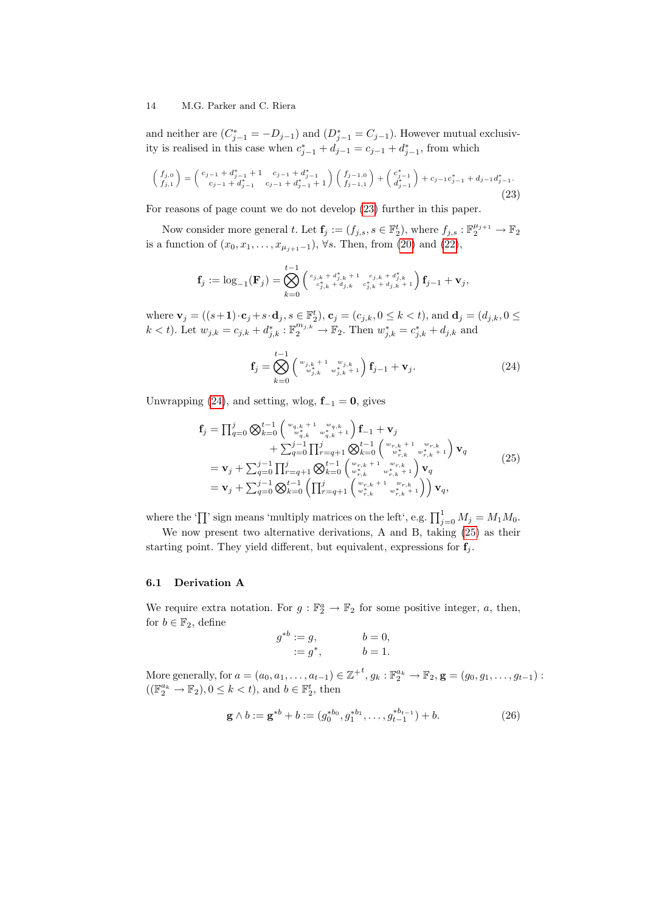and neither are $(C^*_{j-1} = -D_{j-1})$ and $(D^*_{j-1} = C_{j-1})$. However mutual exclusivity is realised in this case when $c^*_{j-1} + d_{j-1} = c_{j-1} + d^*_{j-1}$, from which

$$\begin{pmatrix} f_{j,0} \\ f_{j,1} \end{pmatrix} = \begin{pmatrix} c_{j-1} + d^*_{j-1} + 1 & c_{j-1} + d^*_{j-1} \\ c_{j-1} + d^*_{j-1} & c_{j-1} + d^*_{j-1} + 1 \end{pmatrix} \begin{pmatrix} f_{j-1,0} \\ f_{j-1,1} \end{pmatrix} + \begin{pmatrix} c^*_{j-1} \\ d^*_{j-1} \end{pmatrix} + c_{j-1}c^*_{j-1} + d_{j-1}d^*_{j-1}. \tag{23}$$

For reasons of page count we do not develop (23) further in this paper.

Now consider more general $t$. Let $\mathbf{f}_j := (f_{j,s}, s \in \mathbb{F}_2^t)$, where $f_{j,s} : \mathbb{F}_2^{\mu_{j+1}} \to \mathbb{F}_2$ is a function of $(x_0, x_1, \ldots, x_{\mu_{j+1}-1})$, $\forall s$. Then, from (20) and (22),

$$\mathbf{f}_j := \log_{-1}(\mathbf{F}_j) = \bigotimes_{k=0}^{t-1} \begin{pmatrix} c_{j,k} + d^*_{j,k} + 1 & c_{j,k} + d^*_{j,k} \\ c^*_{j,k} + d_{j,k} & c^*_{j,k} + d_{j,k} + 1 \end{pmatrix} \mathbf{f}_{j-1} + \mathbf{v}_j,$$

where $\mathbf{v}_j = ((s+\mathbf{1})\cdot \mathbf{c}_j + s \cdot \mathbf{d}_j, s \in \mathbb{F}_2^t)$, $\mathbf{c}_j = (c_{j,k}, 0 \le k < t)$, and $\mathbf{d}_j = (d_{j,k}, 0 \le k < t)$. Let $w_{j,k} = c_{j,k} + d^*_{j,k} : \mathbb{F}_2^{m_{j,k}} \to \mathbb{F}_2$. Then $w^*_{j,k} = c^*_{j,k} + d_{j,k}$ and

$$\mathbf{f}_j = \bigotimes_{k=0}^{t-1} \begin{pmatrix} w_{j,k} + 1 & w_{j,k} \\ w^*_{j,k} & w^*_{j,k} + 1 \end{pmatrix} \mathbf{f}_{j-1} + \mathbf{v}_j. \tag{24}$$

Unwrapping (24), and setting, wlog, $\mathbf{f}_{-1} = \mathbf{0}$, gives

$$\begin{aligned} \mathbf{f}_j &= \prod_{q=0}^{j} \bigotimes_{k=0}^{t-1} \begin{pmatrix} w_{q,k} + 1 & w_{q,k} \\ w^*_{q,k} & w^*_{q,k} + 1 \end{pmatrix} \mathbf{f}_{-1} + \mathbf{v}_j \\ &\quad + \sum_{q=0}^{j-1} \prod_{r=q+1}^{j} \bigotimes_{k=0}^{t-1} \begin{pmatrix} w_{r,k} + 1 & w_{r,k} \\ w^*_{r,k} & w^*_{r,k} + 1 \end{pmatrix} \mathbf{v}_q \\ &= \mathbf{v}_j + \sum_{q=0}^{j-1} \prod_{r=q+1}^{j} \bigotimes_{k=0}^{t-1} \begin{pmatrix} w_{r,k} + 1 & w_{r,k} \\ w^*_{r,k} & w^*_{r,k} + 1 \end{pmatrix} \mathbf{v}_q \\ &= \mathbf{v}_j + \sum_{q=0}^{j-1} \bigotimes_{k=0}^{t-1} \left( \prod_{r=q+1}^{j} \begin{pmatrix} w_{r,k} + 1 & w_{r,k} \\ w^*_{r,k} & w^*_{r,k} + 1 \end{pmatrix} \right) \mathbf{v}_q, \end{aligned} \tag{25}$$

where the '$\prod$' sign means 'multiply matrices on the left', e.g. $\prod_{j=0}^{1} M_j = M_1 M_0$.

We now present two alternative derivations, A and B, taking (25) as their starting point. They yield different, but equivalent, expressions for $\mathbf{f}_j$.

### 6.1 Derivation A

We require extra notation. For $g : \mathbb{F}_2^a \to \mathbb{F}_2$ for some positive integer, $a$, then, for $b \in \mathbb{F}_2$, define

$$\begin{aligned} g^{*b} &:= g, & b = 0, \\ &:= g^*, & b = 1. \end{aligned}$$

More generally, for $a = (a_0, a_1, \ldots, a_{t-1}) \in {\mathbb{Z}^+}^t$, $g_k : \mathbb{F}_2^{a_k} \to \mathbb{F}_2$, $\mathbf{g} = (g_0, g_1, \ldots, g_{t-1}) : ((\mathbb{F}_2^{a_k} \to \mathbb{F}_2), 0 \le k < t)$, and $b \in \mathbb{F}_2^t$, then

$$\mathbf{g} \wedge b := \mathbf{g}^{*b} + b := (g_0^{*b_0}, g_1^{*b_1}, \ldots, g_{t-1}^{*b_{t-1}}) + b. \tag{26}$$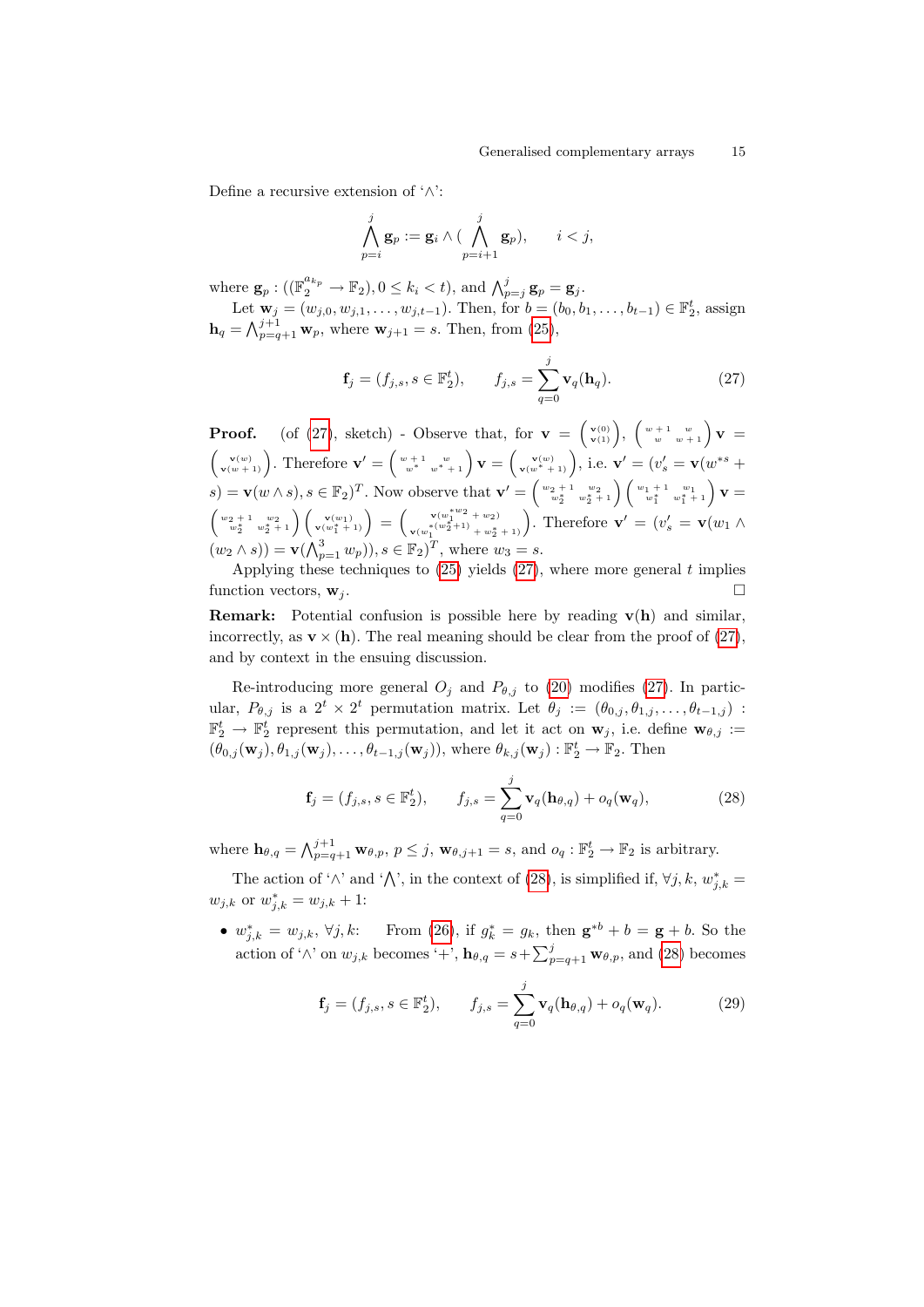Define a recursive extension of '$\wedge$':

$$\bigwedge_{p=i}^{j} \mathbf{g}_p := \mathbf{g}_i \wedge (\bigwedge_{p=i+1}^{j} \mathbf{g}_p), \qquad i < j,$$

where $\mathbf{g}_p : ((\mathbb{F}_2^{a_{k_p}} \to \mathbb{F}_2), 0 \le k_i < t)$, and $\bigwedge_{p=j}^{j} \mathbf{g}_p = \mathbf{g}_j$.

Let $\mathbf{w}_j = (w_{j,0}, w_{j,1}, \ldots, w_{j,t-1})$. Then, for $b = (b_0, b_1, \ldots, b_{t-1}) \in \mathbb{F}_2^t$, assign $\mathbf{h}_q = \bigwedge_{p=q+1}^{j+1} \mathbf{w}_p$, where $\mathbf{w}_{j+1} = s$. Then, from (25),

$$\mathbf{f}_j = (f_{j,s}, s \in \mathbb{F}_2^t), \qquad f_{j,s} = \sum_{q=0}^{j} \mathbf{v}_q(\mathbf{h}_q). \tag{27}$$

**Proof.** (of (27), sketch) - Observe that, for $\mathbf{v} = \begin{pmatrix} \mathbf{v}(0) \\ \mathbf{v}(1) \end{pmatrix}$, $\begin{pmatrix} w+1 & w \\ w & w+1 \end{pmatrix} \mathbf{v} = \begin{pmatrix} \mathbf{v}(w) \\ \mathbf{v}(w+1) \end{pmatrix}$. Therefore $\mathbf{v}' = \begin{pmatrix} w+1 & w \\ w^* & w^*+1 \end{pmatrix} \mathbf{v} = \begin{pmatrix} \mathbf{v}(w) \\ \mathbf{v}(w^*+1) \end{pmatrix}$, i.e. $\mathbf{v}' = (v'_s = \mathbf{v}(w^{*s} + s) = \mathbf{v}(w \wedge s), s \in \mathbb{F}_2)^T$. Now observe that $\mathbf{v}' = \begin{pmatrix} w_2+1 & w_2 \\ w_2^* & w_2^*+1 \end{pmatrix} \begin{pmatrix} w_1+1 & w_1 \\ w_1^* & w_1^*+1 \end{pmatrix} \mathbf{v} = \begin{pmatrix} w_2+1 & w_2 \\ w_2^* & w_2^*+1 \end{pmatrix} \begin{pmatrix} \mathbf{v}(w_1) \\ \mathbf{v}(w_1^*+1) \end{pmatrix} = \begin{pmatrix} \mathbf{v}(w_1^{*w_2} + w_2) \\ \mathbf{v}(w_1^{*(w_2^*+1)} + w_2^* + 1) \end{pmatrix}$. Therefore $\mathbf{v}' = (v'_s = \mathbf{v}(w_1 \wedge (w_2 \wedge s)) = \mathbf{v}(\bigwedge_{p=1}^{3} w_p)), s \in \mathbb{F}_2)^T$, where $w_3 = s$.

Applying these techniques to (25) yields (27), where more general $t$ implies function vectors, $\mathbf{w}_j$. □

**Remark:** Potential confusion is possible here by reading $\mathbf{v}(\mathbf{h})$ and similar, incorrectly, as $\mathbf{v} \times (\mathbf{h})$. The real meaning should be clear from the proof of (27), and by context in the ensuing discussion.

Re-introducing more general $O_j$ and $P_{\theta,j}$ to (20) modifies (27). In particular, $P_{\theta,j}$ is a $2^t \times 2^t$ permutation matrix. Let $\theta_j := (\theta_{0,j}, \theta_{1,j}, \ldots, \theta_{t-1,j}) : \mathbb{F}_2^t \to \mathbb{F}_2^t$ represent this permutation, and let it act on $\mathbf{w}_j$, i.e. define $\mathbf{w}_{\theta,j} := (\theta_{0,j}(\mathbf{w}_j), \theta_{1,j}(\mathbf{w}_j), \ldots, \theta_{t-1,j}(\mathbf{w}_j))$, where $\theta_{k,j}(\mathbf{w}_j) : \mathbb{F}_2^t \to \mathbb{F}_2$. Then

$$\mathbf{f}_j = (f_{j,s}, s \in \mathbb{F}_2^t), \qquad f_{j,s} = \sum_{q=0}^{j} \mathbf{v}_q(\mathbf{h}_{\theta,q}) + o_q(\mathbf{w}_q), \tag{28}$$

where $\mathbf{h}_{\theta,q} = \bigwedge_{p=q+1}^{j+1} \mathbf{w}_{\theta,p}$, $p \le j$, $\mathbf{w}_{\theta,j+1} = s$, and $o_q : \mathbb{F}_2^t \to \mathbb{F}_2$ is arbitrary.

The action of '$\wedge$' and '$\bigwedge$', in the context of (28), is simplified if, $\forall j, k$, $w_{j,k}^* = w_{j,k}$ or $w_{j,k}^* = w_{j,k} + 1$:

- $w_{j,k}^* = w_{j,k}$, $\forall j, k$: From (26), if $g_k^* = g_k$, then $\mathbf{g}^{*b} + b = \mathbf{g} + b$. So the action of '$\wedge$' on $w_{j,k}$ becomes '+', $\mathbf{h}_{\theta,q} = s + \sum_{p=q+1}^{j} \mathbf{w}_{\theta,p}$, and (28) becomes

$$\mathbf{f}_j = (f_{j,s}, s \in \mathbb{F}_2^t), \qquad f_{j,s} = \sum_{q=0}^{j} \mathbf{v}_q(\mathbf{h}_{\theta,q}) + o_q(\mathbf{w}_q). \tag{29}$$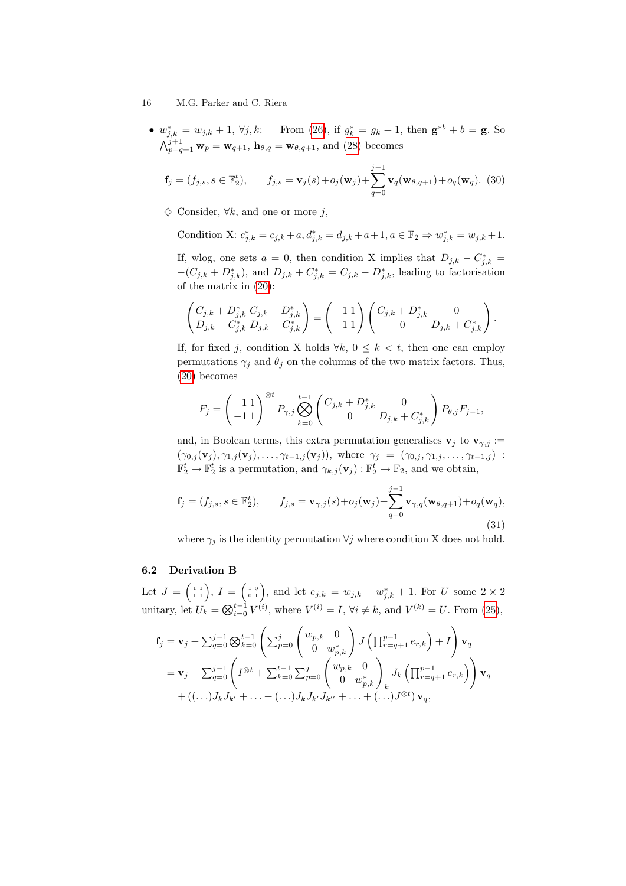- $w^*_{j,k} = w_{j,k} + 1$, $\forall j, k$: From (26), if $g^*_k = g_k + 1$, then $\mathbf{g}^{*b} + b = \mathbf{g}$. So $\bigwedge_{p=q+1}^{j+1} \mathbf{w}_p = \mathbf{w}_{q+1}$, $\mathbf{h}_{\theta,q} = \mathbf{w}_{\theta,q+1}$, and (28) becomes

$$\mathbf{f}_j = (f_{j,s}, s \in \mathbb{F}_2^t), \qquad f_{j,s} = \mathbf{v}_j(s) + o_j(\mathbf{w}_j) + \sum_{q=0}^{j-1} \mathbf{v}_q(\mathbf{w}_{\theta,q+1}) + o_q(\mathbf{w}_q). \quad (30)$$

  $\diamondsuit$ Consider, $\forall k$, and one or more $j$,

  Condition X: $c^*_{j,k} = c_{j,k} + a, d^*_{j,k} = d_{j,k} + a + 1, a \in \mathbb{F}_2 \Rightarrow w^*_{j,k} = w_{j,k} + 1$.

  If, wlog, one sets $a = 0$, then condition X implies that $D_{j,k} - C^*_{j,k} = -(C_{j,k} + D^*_{j,k})$, and $D_{j,k} + C^*_{j,k} = C_{j,k} - D^*_{j,k}$, leading to factorisation of the matrix in (20):

$$\begin{pmatrix} C_{j,k} + D^*_{j,k} & C_{j,k} - D^*_{j,k} \\ D_{j,k} - C^*_{j,k} & D_{j,k} + C^*_{j,k} \end{pmatrix} = \begin{pmatrix} 1 & 1 \\ -1 & 1 \end{pmatrix} \begin{pmatrix} C_{j,k} + D^*_{j,k} & 0 \\ 0 & D_{j,k} + C^*_{j,k} \end{pmatrix}.$$

  If, for fixed $j$, condition X holds $\forall k$, $0 \leq k < t$, then one can employ permutations $\gamma_j$ and $\theta_j$ on the columns of the two matrix factors. Thus, (20) becomes

$$F_j = \begin{pmatrix} 1 & 1 \\ -1 & 1 \end{pmatrix}^{\otimes t} P_{\gamma,j} \bigotimes_{k=0}^{t-1} \begin{pmatrix} C_{j,k} + D^*_{j,k} & 0 \\ 0 & D_{j,k} + C^*_{j,k} \end{pmatrix} P_{\theta,j} F_{j-1},$$

  and, in Boolean terms, this extra permutation generalises $\mathbf{v}_j$ to $\mathbf{v}_{\gamma,j} := (\gamma_{0,j}(\mathbf{v}_j), \gamma_{1,j}(\mathbf{v}_j), \ldots, \gamma_{t-1,j}(\mathbf{v}_j))$, where $\gamma_j = (\gamma_{0,j}, \gamma_{1,j}, \ldots, \gamma_{t-1,j}) : \mathbb{F}_2^t \to \mathbb{F}_2^t$ is a permutation, and $\gamma_{k,j}(\mathbf{v}_j) : \mathbb{F}_2^t \to \mathbb{F}_2$, and we obtain,

$$\mathbf{f}_j = (f_{j,s}, s \in \mathbb{F}_2^t), \qquad f_{j,s} = \mathbf{v}_{\gamma,j}(s) + o_j(\mathbf{w}_j) + \sum_{q=0}^{j-1} \mathbf{v}_{\gamma,q}(\mathbf{w}_{\theta,q+1}) + o_q(\mathbf{w}_q), \quad (31)$$

  where $\gamma_j$ is the identity permutation $\forall j$ where condition X does not hold.

### 6.2 Derivation B

Let $J = \left(\begin{smallmatrix} 1 & 1 \\ 1 & 1 \end{smallmatrix}\right)$, $I = \left(\begin{smallmatrix} 1 & 0 \\ 0 & 1 \end{smallmatrix}\right)$, and let $e_{j,k} = w_{j,k} + w^*_{j,k} + 1$. For $U$ some $2 \times 2$ unitary, let $U_k = \bigotimes_{i=0}^{t-1} V^{(i)}$, where $V^{(i)} = I$, $\forall i \neq k$, and $V^{(k)} = U$. From (25),

$$\begin{aligned}
\mathbf{f}_j &= \mathbf{v}_j + \textstyle\sum_{q=0}^{j-1} \bigotimes_{k=0}^{t-1} \left( \sum_{p=0}^{j} \begin{pmatrix} w_{p,k} & 0 \\ 0 & w^*_{p,k} \end{pmatrix} J \left( \prod_{r=q+1}^{p-1} e_{r,k} \right) + I \right) \mathbf{v}_q \\
&= \mathbf{v}_j + \textstyle\sum_{q=0}^{j-1} \left( I^{\otimes t} + \sum_{k=0}^{t-1} \sum_{p=0}^{j} \begin{pmatrix} w_{p,k} & 0 \\ 0 & w^*_{p,k} \end{pmatrix}_k J_k \left( \prod_{r=q+1}^{p-1} e_{r,k} \right) \right) \mathbf{v}_q \\
&\quad + ((\ldots) J_k J_{k'} + \ldots + (\ldots) J_k J_{k'} J_{k''} + \ldots + (\ldots) J^{\otimes t}) \mathbf{v}_q,
\end{aligned}$$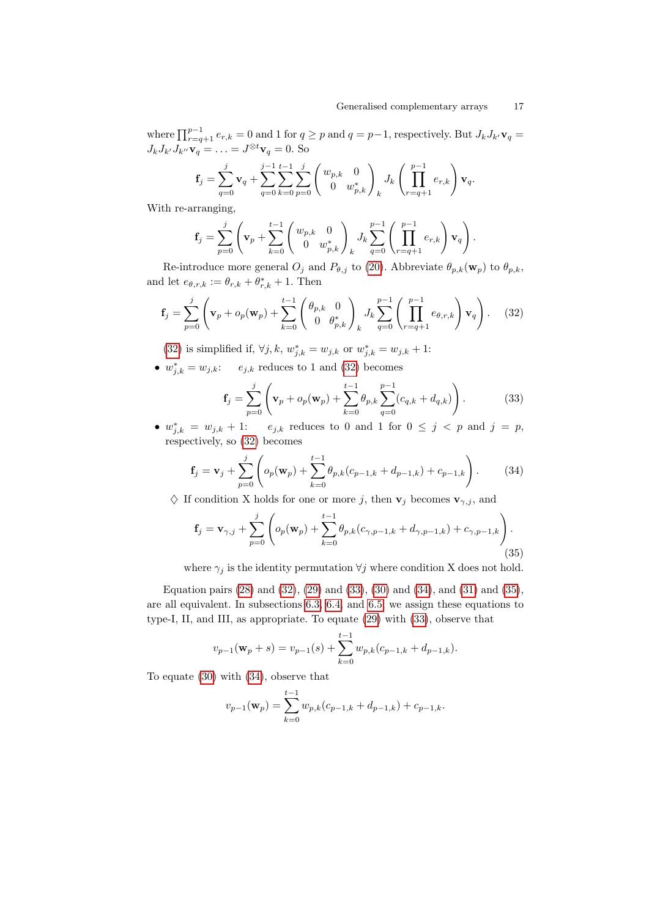where $\prod_{r=q+1}^{p-1} e_{r,k} = 0$ and 1 for $q \geq p$ and $q = p-1$, respectively. But $J_k J_{k'} \mathbf{v}_q = J_k J_{k'} J_{k''} \mathbf{v}_q = \ldots = J^{\otimes t}\mathbf{v}_q = 0$. So

$$\mathbf{f}_j = \sum_{q=0}^{j} \mathbf{v}_q + \sum_{q=0}^{j-1}\sum_{k=0}^{t-1}\sum_{p=0}^{j} \begin{pmatrix} w_{p,k} & 0 \\ 0 & w^*_{p,k} \end{pmatrix}_k J_k \left( \prod_{r=q+1}^{p-1} e_{r,k} \right) \mathbf{v}_q.$$

With re-arranging,

$$\mathbf{f}_j = \sum_{p=0}^{j} \left( \mathbf{v}_p + \sum_{k=0}^{t-1} \begin{pmatrix} w_{p,k} & 0 \\ 0 & w^*_{p,k} \end{pmatrix}_k J_k \sum_{q=0}^{p-1} \left( \prod_{r=q+1}^{p-1} e_{r,k} \right) \mathbf{v}_q \right).$$

Re-introduce more general $O_j$ and $P_{\theta,j}$ to (20). Abbreviate $\theta_{p,k}(\mathbf{w}_p)$ to $\theta_{p,k}$, and let $e_{\theta,r,k} := \theta_{r,k} + \theta^*_{r,k} + 1$. Then

$$\mathbf{f}_j = \sum_{p=0}^{j} \left( \mathbf{v}_p + o_p(\mathbf{w}_p) + \sum_{k=0}^{t-1} \begin{pmatrix} \theta_{p,k} & 0 \\ 0 & \theta^*_{p,k} \end{pmatrix}_k J_k \sum_{q=0}^{p-1} \left( \prod_{r=q+1}^{p-1} e_{\theta,r,k} \right) \mathbf{v}_q \right). \tag{32}$$

(32) is simplified if, $\forall j, k$, $w^*_{j,k} = w_{j,k}$ or $w^*_{j,k} = w_{j,k} + 1$:

- $w^*_{j,k} = w_{j,k}$: $e_{j,k}$ reduces to 1 and (32) becomes

$$\mathbf{f}_j = \sum_{p=0}^{j} \left( \mathbf{v}_p + o_p(\mathbf{w}_p) + \sum_{k=0}^{t-1} \theta_{p,k} \sum_{q=0}^{p-1} (c_{q,k} + d_{q,k}) \right). \tag{33}$$

- $w^*_{j,k} = w_{j,k} + 1$: $e_{j,k}$ reduces to 0 and 1 for $0 \leq j < p$ and $j = p$, respectively, so (32) becomes

$$\mathbf{f}_j = \mathbf{v}_j + \sum_{p=0}^{j} \left( o_p(\mathbf{w}_p) + \sum_{k=0}^{t-1} \theta_{p,k}(c_{p-1,k} + d_{p-1,k}) + c_{p-1,k} \right). \tag{34}$$

$\diamondsuit$ If condition X holds for one or more $j$, then $\mathbf{v}_j$ becomes $\mathbf{v}_{\gamma,j}$, and

$$\mathbf{f}_j = \mathbf{v}_{\gamma,j} + \sum_{p=0}^{j} \left( o_p(\mathbf{w}_p) + \sum_{k=0}^{t-1} \theta_{p,k}(c_{\gamma,p-1,k} + d_{\gamma,p-1,k}) + c_{\gamma,p-1,k} \right). \tag{35}$$

where $\gamma_j$ is the identity permutation $\forall j$ where condition X does not hold.

Equation pairs (28) and (32), (29) and (33), (30) and (34), and (31) and (35), are all equivalent. In subsections 6.3, 6.4, and 6.5 we assign these equations to type-I, II, and III, as appropriate. To equate (29) with (33), observe that

$$v_{p-1}(\mathbf{w}_p + s) = v_{p-1}(s) + \sum_{k=0}^{t-1} w_{p,k}(c_{p-1,k} + d_{p-1,k}).$$

To equate (30) with (34), observe that

$$v_{p-1}(\mathbf{w}_p) = \sum_{k=0}^{t-1} w_{p,k}(c_{p-1,k} + d_{p-1,k}) + c_{p-1,k}.$$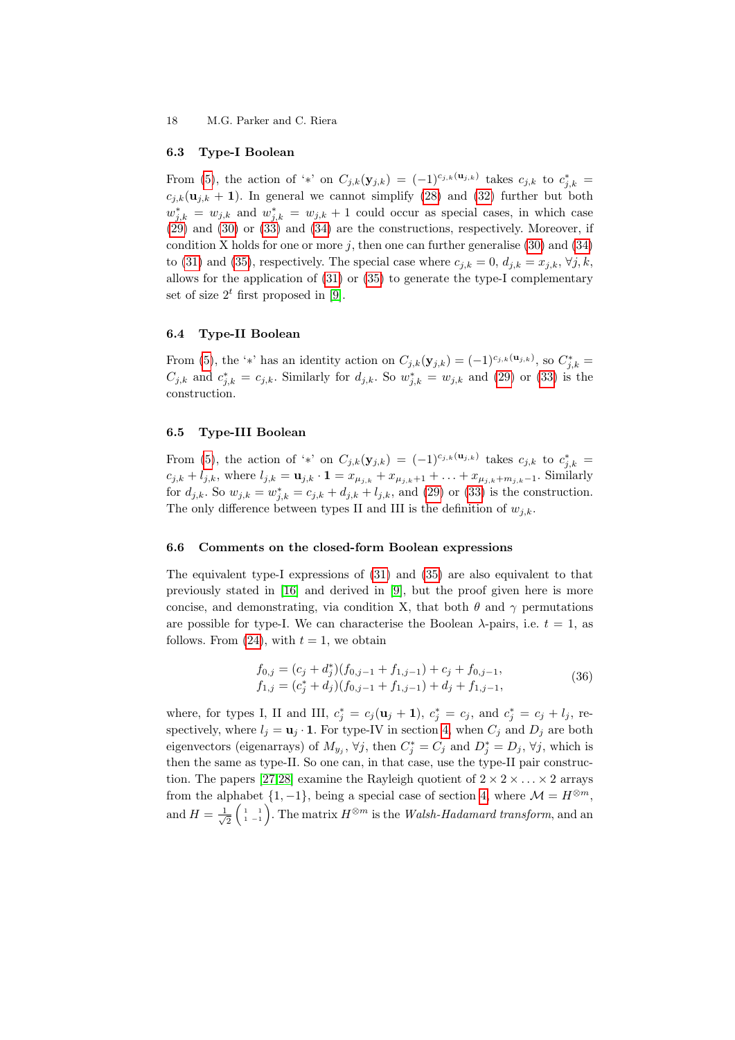### 6.3 Type-I Boolean

From (5), the action of '$*$' on $C_{j,k}(\mathbf{y}_{j,k}) = (-1)^{c_{j,k}(\mathbf{u}_{j,k})}$ takes $c_{j,k}$ to $c^*_{j,k} = c_{j,k}(\mathbf{u}_{j,k} + \mathbf{1})$. In general we cannot simplify (28) and (32) further but both $w^*_{j,k} = w_{j,k}$ and $w^*_{j,k} = w_{j,k} + 1$ could occur as special cases, in which case (29) and (30) or (33) and (34) are the constructions, respectively. Moreover, if condition X holds for one or more $j$, then one can further generalise (30) and (34) to (31) and (35), respectively. The special case where $c_{j,k} = 0$, $d_{j,k} = x_{j,k}$, $\forall j,k$, allows for the application of (31) or (35) to generate the type-I complementary set of size $2^t$ first proposed in [9].

### 6.4 Type-II Boolean

From (5), the '$*$' has an identity action on $C_{j,k}(\mathbf{y}_{j,k}) = (-1)^{c_{j,k}(\mathbf{u}_{j,k})}$, so $C^*_{j,k} = C_{j,k}$ and $c^*_{j,k} = c_{j,k}$. Similarly for $d_{j,k}$. So $w^*_{j,k} = w_{j,k}$ and (29) or (33) is the construction.

### 6.5 Type-III Boolean

From (5), the action of '$*$' on $C_{j,k}(\mathbf{y}_{j,k}) = (-1)^{c_{j,k}(\mathbf{u}_{j,k})}$ takes $c_{j,k}$ to $c^*_{j,k} = c_{j,k} + l_{j,k}$, where $l_{j,k} = \mathbf{u}_{j,k} \cdot \mathbf{1} = x_{\mu_{j,k}} + x_{\mu_{j,k}+1} + \ldots + x_{\mu_{j,k}+m_{j,k}-1}$. Similarly for $d_{j,k}$. So $w_{j,k} = w^*_{j,k} = c_{j,k} + d_{j,k} + l_{j,k}$, and (29) or (33) is the construction. The only difference between types II and III is the definition of $w_{j,k}$.

### 6.6 Comments on the closed-form Boolean expressions

The equivalent type-I expressions of (31) and (35) are also equivalent to that previously stated in [16] and derived in [9], but the proof given here is more concise, and demonstrating, via condition X, that both $\theta$ and $\gamma$ permutations are possible for type-I. We can characterise the Boolean $\lambda$-pairs, i.e. $t = 1$, as follows. From (24), with $t = 1$, we obtain

$$
\begin{aligned}
f_{0,j} &= (c_j + d^*_j)(f_{0,j-1} + f_{1,j-1}) + c_j + f_{0,j-1}, \\
f_{1,j} &= (c^*_j + d_j)(f_{0,j-1} + f_{1,j-1}) + d_j + f_{1,j-1},
\end{aligned} \tag{36}
$$

where, for types I, II and III, $c^*_j = c_j(\mathbf{u}_j + \mathbf{1})$, $c^*_j = c_j$, and $c^*_j = c_j + l_j$, respectively, where $l_j = \mathbf{u}_j \cdot \mathbf{1}$. For type-IV in section 4, when $C_j$ and $D_j$ are both eigenvectors (eigenarrays) of $M_{y_j}$, $\forall j$, then $C^*_j = C_j$ and $D^*_j = D_j$, $\forall j$, which is then the same as type-II. So one can, in that case, use the type-II pair construction. The papers [27,28] examine the Rayleigh quotient of $2 \times 2 \times \ldots \times 2$ arrays from the alphabet $\{1, -1\}$, being a special case of section 4, where $\mathcal{M} = H^{\otimes m}$, and $H = \frac{1}{\sqrt{2}}\begin{pmatrix} 1 & 1 \\ 1 & -1 \end{pmatrix}$. The matrix $H^{\otimes m}$ is the *Walsh-Hadamard transform*, and an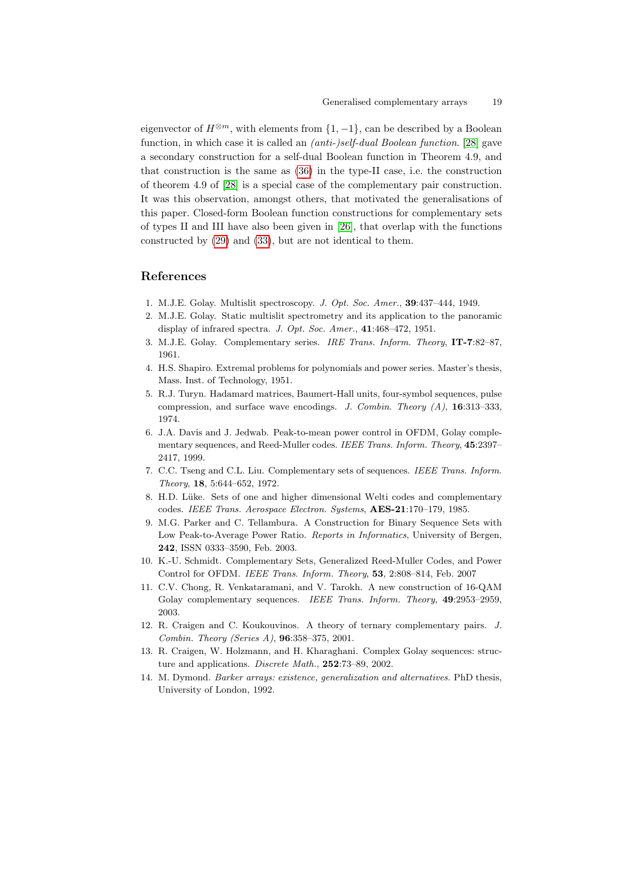eigenvector of $H^{\otimes m}$, with elements from $\{1, -1\}$, can be described by a Boolean function, in which case it is called an *(anti-)self-dual Boolean function*. [28] gave a secondary construction for a self-dual Boolean function in Theorem 4.9, and that construction is the same as (36) in the type-II case, i.e. the construction of theorem 4.9 of [28] is a special case of the complementary pair construction. It was this observation, amongst others, that motivated the generalisations of this paper. Closed-form Boolean function constructions for complementary sets of types II and III have also been given in [26], that overlap with the functions constructed by (29) and (33), but are not identical to them.

## References

1. M.J.E. Golay. Multislit spectroscopy. *J. Opt. Soc. Amer.*, **39**:437–444, 1949.
2. M.J.E. Golay. Static multislit spectrometry and its application to the panoramic display of infrared spectra. *J. Opt. Soc. Amer.*, **41**:468–472, 1951.
3. M.J.E. Golay. Complementary series. *IRE Trans. Inform. Theory*, **IT-7**:82–87, 1961.
4. H.S. Shapiro. Extremal problems for polynomials and power series. Master's thesis, Mass. Inst. of Technology, 1951.
5. R.J. Turyn. Hadamard matrices, Baumert-Hall units, four-symbol sequences, pulse compression, and surface wave encodings. *J. Combin. Theory (A)*, **16**:313–333, 1974.
6. J.A. Davis and J. Jedwab. Peak-to-mean power control in OFDM, Golay complementary sequences, and Reed-Muller codes. *IEEE Trans. Inform. Theory*, **45**:2397–2417, 1999.
7. C.C. Tseng and C.L. Liu. Complementary sets of sequences. *IEEE Trans. Inform. Theory*, **18**, 5:644–652, 1972.
8. H.D. Lüke. Sets of one and higher dimensional Welti codes and complementary codes. *IEEE Trans. Aerospace Electron. Systems*, **AES-21**:170–179, 1985.
9. M.G. Parker and C. Tellambura. A Construction for Binary Sequence Sets with Low Peak-to-Average Power Ratio. *Reports in Informatics*, University of Bergen, **242**, ISSN 0333–3590, Feb. 2003.
10. K.-U. Schmidt. Complementary Sets, Generalized Reed-Muller Codes, and Power Control for OFDM. *IEEE Trans. Inform. Theory*, **53**, 2:808–814, Feb. 2007
11. C.V. Chong, R. Venkataramani, and V. Tarokh. A new construction of 16-QAM Golay complementary sequences. *IEEE Trans. Inform. Theory*, **49**:2953–2959, 2003.
12. R. Craigen and C. Koukouvinos. A theory of ternary complementary pairs. *J. Combin. Theory (Series A)*, **96**:358–375, 2001.
13. R. Craigen, W. Holzmann, and H. Kharaghani. Complex Golay sequences: structure and applications. *Discrete Math.*, **252**:73–89, 2002.
14. M. Dymond. *Barker arrays: existence, generalization and alternatives*. PhD thesis, University of London, 1992.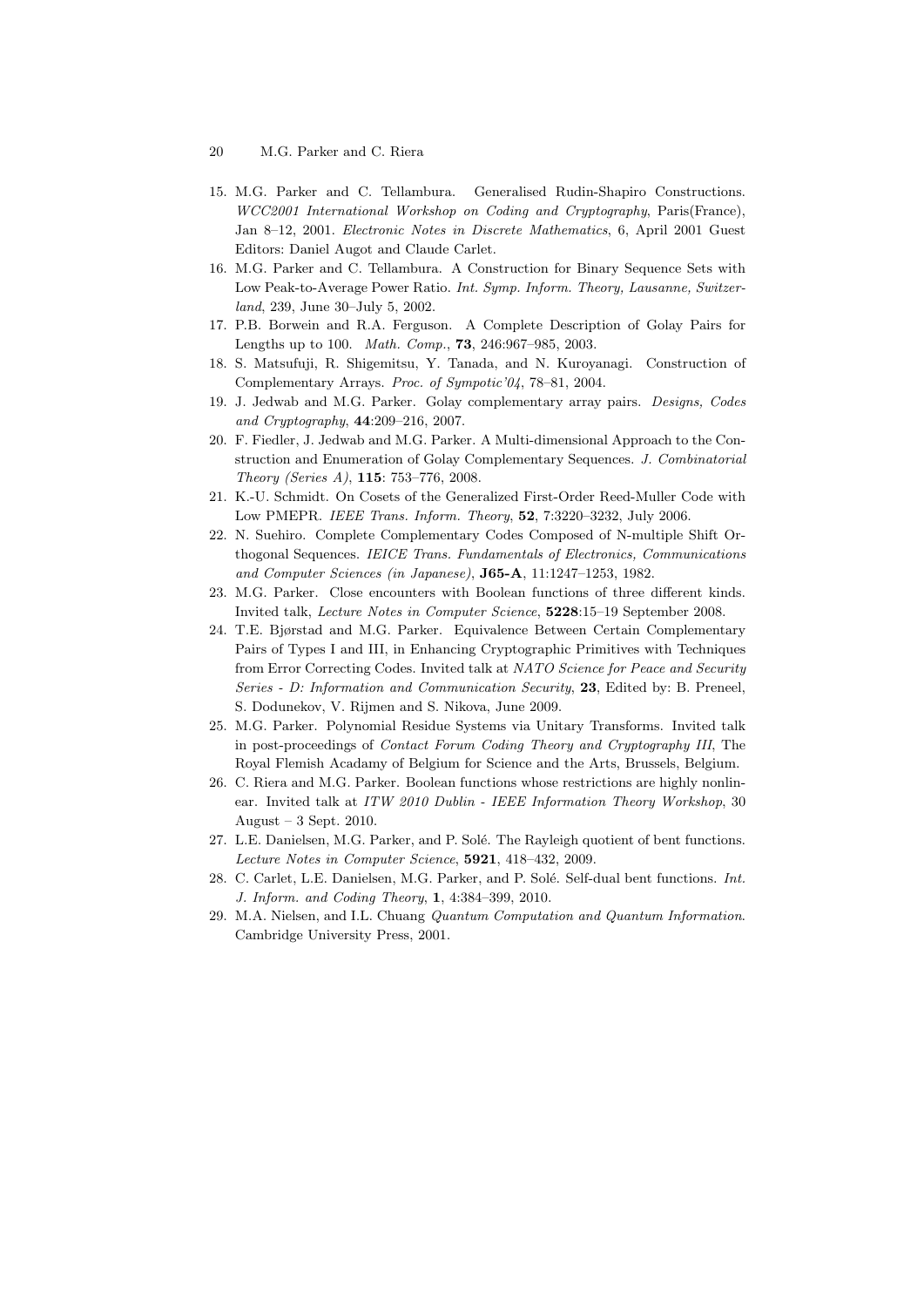15. M.G. Parker and C. Tellambura. Generalised Rudin-Shapiro Constructions. *WCC2001 International Workshop on Coding and Cryptography*, Paris(France), Jan 8–12, 2001. *Electronic Notes in Discrete Mathematics*, 6, April 2001 Guest Editors: Daniel Augot and Claude Carlet.
16. M.G. Parker and C. Tellambura. A Construction for Binary Sequence Sets with Low Peak-to-Average Power Ratio. *Int. Symp. Inform. Theory, Lausanne, Switzerland*, 239, June 30–July 5, 2002.
17. P.B. Borwein and R.A. Ferguson. A Complete Description of Golay Pairs for Lengths up to 100. *Math. Comp.*, **73**, 246:967–985, 2003.
18. S. Matsufuji, R. Shigemitsu, Y. Tanada, and N. Kuroyanagi. Construction of Complementary Arrays. *Proc. of Sympotic'04*, 78–81, 2004.
19. J. Jedwab and M.G. Parker. Golay complementary array pairs. *Designs, Codes and Cryptography*, **44**:209–216, 2007.
20. F. Fiedler, J. Jedwab and M.G. Parker. A Multi-dimensional Approach to the Construction and Enumeration of Golay Complementary Sequences. *J. Combinatorial Theory (Series A)*, **115**: 753–776, 2008.
21. K.-U. Schmidt. On Cosets of the Generalized First-Order Reed-Muller Code with Low PMEPR. *IEEE Trans. Inform. Theory*, **52**, 7:3220–3232, July 2006.
22. N. Suehiro. Complete Complementary Codes Composed of N-multiple Shift Orthogonal Sequences. *IEICE Trans. Fundamentals of Electronics, Communications and Computer Sciences (in Japanese)*, **J65-A**, 11:1247–1253, 1982.
23. M.G. Parker. Close encounters with Boolean functions of three different kinds. Invited talk, *Lecture Notes in Computer Science*, **5228**:15–19 September 2008.
24. T.E. Bjørstad and M.G. Parker. Equivalence Between Certain Complementary Pairs of Types I and III, in Enhancing Cryptographic Primitives with Techniques from Error Correcting Codes. Invited talk at *NATO Science for Peace and Security Series - D: Information and Communication Security*, **23**, Edited by: B. Preneel, S. Dodunekov, V. Rijmen and S. Nikova, June 2009.
25. M.G. Parker. Polynomial Residue Systems via Unitary Transforms. Invited talk in post-proceedings of *Contact Forum Coding Theory and Cryptography III*, The Royal Flemish Acadamy of Belgium for Science and the Arts, Brussels, Belgium.
26. C. Riera and M.G. Parker. Boolean functions whose restrictions are highly nonlinear. Invited talk at *ITW 2010 Dublin - IEEE Information Theory Workshop*, 30 August – 3 Sept. 2010.
27. L.E. Danielsen, M.G. Parker, and P. Solé. The Rayleigh quotient of bent functions. *Lecture Notes in Computer Science*, **5921**, 418–432, 2009.
28. C. Carlet, L.E. Danielsen, M.G. Parker, and P. Solé. Self-dual bent functions. *Int. J. Inform. and Coding Theory*, **1**, 4:384–399, 2010.
29. M.A. Nielsen, and I.L. Chuang *Quantum Computation and Quantum Information*. Cambridge University Press, 2001.